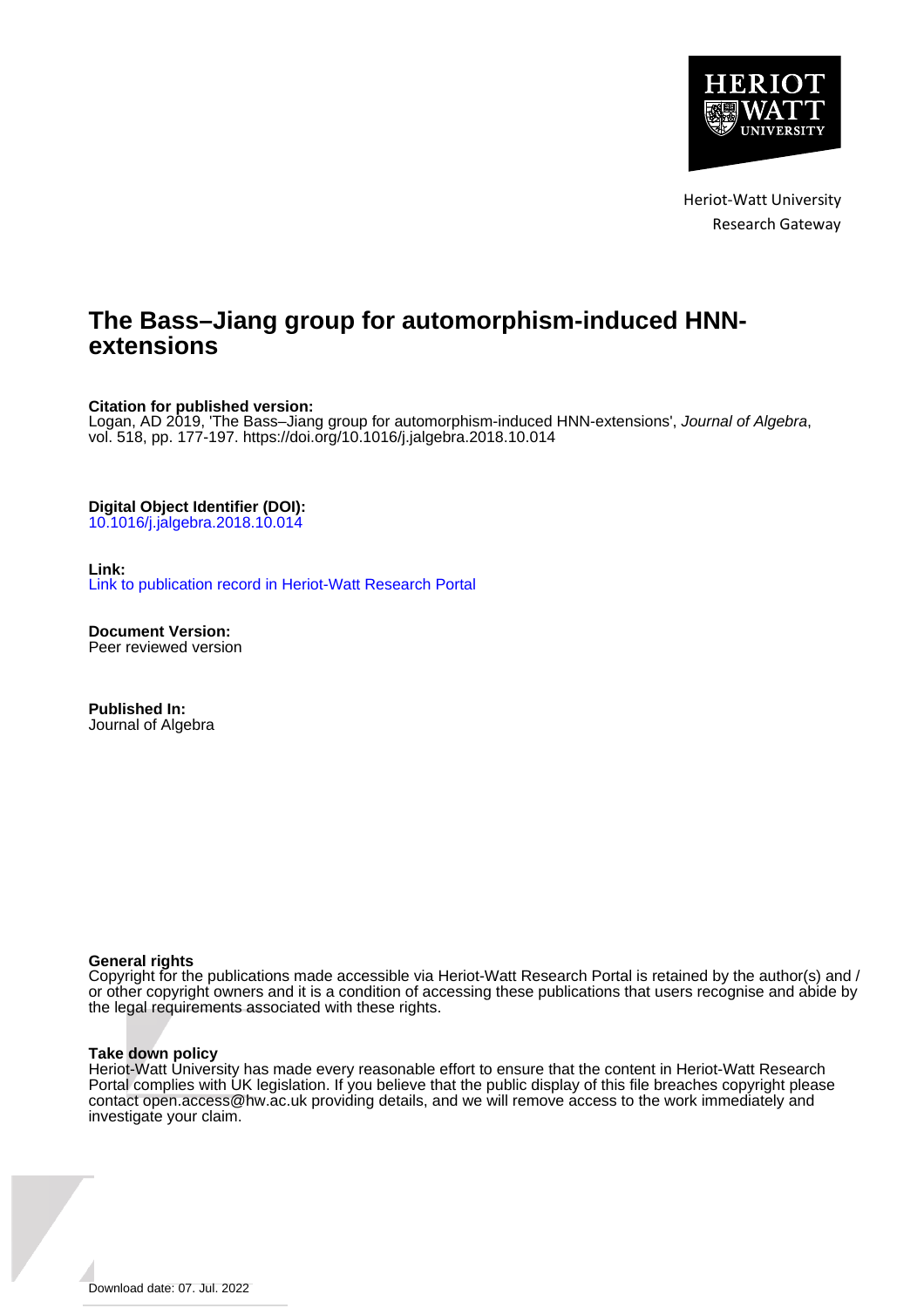Heriot-Watt University
Research Gateway

# The Bass–Jiang group for automorphism-induced HNN-extensions

**Citation for published version:**
Logan, AD 2019, 'The Bass–Jiang group for automorphism-induced HNN-extensions', *Journal of Algebra*, vol. 518, pp. 177-197. https://doi.org/10.1016/j.jalgebra.2018.10.014

**Digital Object Identifier (DOI):**
10.1016/j.jalgebra.2018.10.014

**Link:**
Link to publication record in Heriot-Watt Research Portal

**Document Version:**
Peer reviewed version

**Published In:**
Journal of Algebra

**General rights**
Copyright for the publications made accessible via Heriot-Watt Research Portal is retained by the author(s) and / or other copyright owners and it is a condition of accessing these publications that users recognise and abide by the legal requirements associated with these rights.

**Take down policy**
Heriot-Watt University has made every reasonable effort to ensure that the content in Heriot-Watt Research Portal complies with UK legislation. If you believe that the public display of this file breaches copyright please contact open.access@hw.ac.uk providing details, and we will remove access to the work immediately and investigate your claim.

Download date: 07. Jul. 2022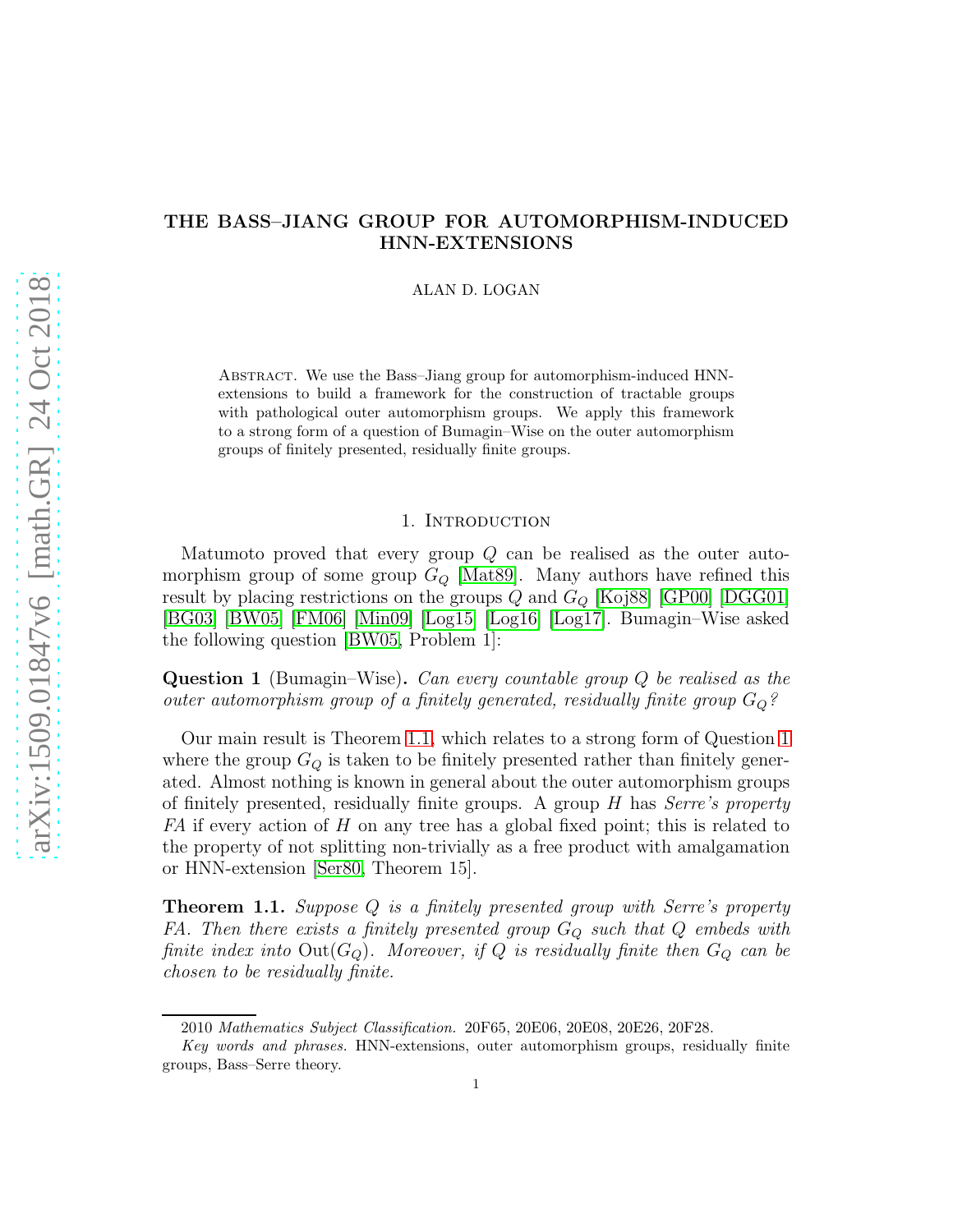# THE BASS–JIANG GROUP FOR AUTOMORPHISM-INDUCED HNN-EXTENSIONS

ALAN D. LOGAN

Abstract. We use the Bass–Jiang group for automorphism-induced HNN-extensions to build a framework for the construction of tractable groups with pathological outer automorphism groups. We apply this framework to a strong form of a question of Bumagin–Wise on the outer automorphism groups of finitely presented, residually finite groups.

## 1. Introduction

Matumoto proved that every group $Q$ can be realised as the outer automorphism group of some group $G_Q$ [Mat89]. Many authors have refined this result by placing restrictions on the groups $Q$ and $G_Q$ [Koj88] [GP00] [DGG01] [BG03] [BW05] [FM06] [Min09] [Log15] [Log16] [Log17]. Bumagin–Wise asked the following question [BW05, Problem 1]:

**Question 1** (Bumagin–Wise). *Can every countable group $Q$ be realised as the outer automorphism group of a finitely generated, residually finite group $G_Q$?*

Our main result is Theorem 1.1, which relates to a strong form of Question 1 where the group $G_Q$ is taken to be finitely presented rather than finitely generated. Almost nothing is known in general about the outer automorphism groups of finitely presented, residually finite groups. A group $H$ has *Serre's property FA* if every action of $H$ on any tree has a global fixed point; this is related to the property of not splitting non-trivially as a free product with amalgamation or HNN-extension [Ser80, Theorem 15].

**Theorem 1.1.** *Suppose $Q$ is a finitely presented group with Serre's property FA. Then there exists a finitely presented group $G_Q$ such that $Q$ embeds with finite index into $\operatorname{Out}(G_Q)$. Moreover, if $Q$ is residually finite then $G_Q$ can be chosen to be residually finite.*

2010 *Mathematics Subject Classification.* 20F65, 20E06, 20E08, 20E26, 20F28.

*Key words and phrases.* HNN-extensions, outer automorphism groups, residually finite groups, Bass–Serre theory.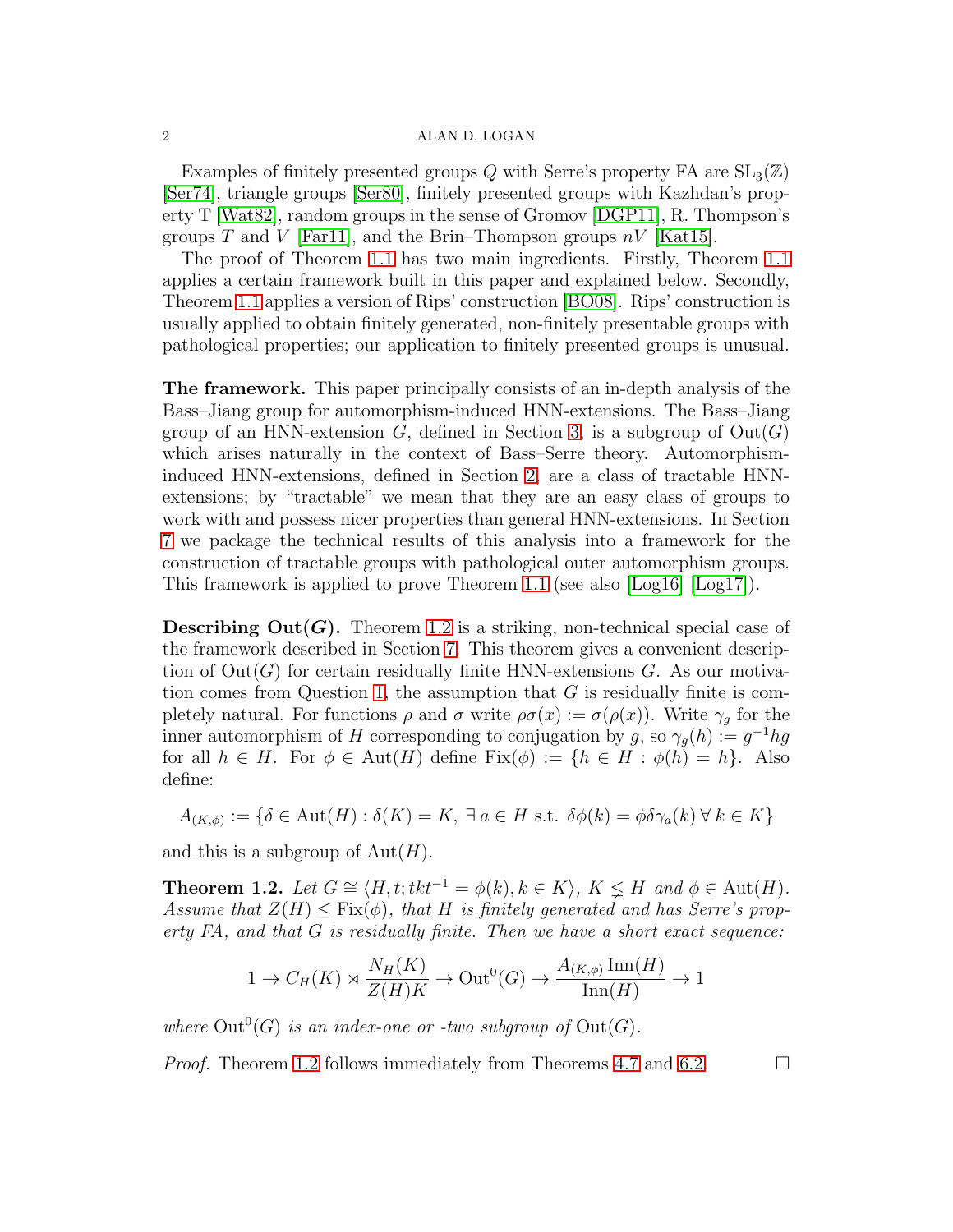Examples of finitely presented groups $Q$ with Serre's property FA are $\mathrm{SL}_3(\mathbb{Z})$ [Ser74], triangle groups [Ser80], finitely presented groups with Kazhdan's property T [Wat82], random groups in the sense of Gromov [DGP11], R. Thompson's groups $T$ and $V$ [Far11], and the Brin–Thompson groups $nV$ [Kat15].

The proof of Theorem 1.1 has two main ingredients. Firstly, Theorem 1.1 applies a certain framework built in this paper and explained below. Secondly, Theorem 1.1 applies a version of Rips' construction [BO08]. Rips' construction is usually applied to obtain finitely generated, non-finitely presentable groups with pathological properties; our application to finitely presented groups is unusual.

**The framework.** This paper principally consists of an in-depth analysis of the Bass–Jiang group for automorphism-induced HNN-extensions. The Bass–Jiang group of an HNN-extension $G$, defined in Section 3, is a subgroup of $\mathrm{Out}(G)$ which arises naturally in the context of Bass–Serre theory. Automorphism-induced HNN-extensions, defined in Section 2, are a class of tractable HNN-extensions; by "tractable" we mean that they are an easy class of groups to work with and possess nicer properties than general HNN-extensions. In Section 7 we package the technical results of this analysis into a framework for the construction of tractable groups with pathological outer automorphism groups. This framework is applied to prove Theorem 1.1 (see also [Log16] [Log17]).

**Describing $\mathrm{Out}(G)$.** Theorem 1.2 is a striking, non-technical special case of the framework described in Section 7. This theorem gives a convenient description of $\mathrm{Out}(G)$ for certain residually finite HNN-extensions $G$. As our motivation comes from Question 1, the assumption that $G$ is residually finite is completely natural. For functions $\rho$ and $\sigma$ write $\rho\sigma(x) := \sigma(\rho(x))$. Write $\gamma_g$ for the inner automorphism of $H$ corresponding to conjugation by $g$, so $\gamma_g(h) := g^{-1}hg$ for all $h \in H$. For $\phi \in \mathrm{Aut}(H)$ define $\mathrm{Fix}(\phi) := \{h \in H : \phi(h) = h\}$. Also define:

$$A_{(K,\phi)} := \{\delta \in \mathrm{Aut}(H) : \delta(K) = K,\ \exists\, a \in H \text{ s.t. } \delta\phi(k) = \phi\delta\gamma_a(k)\ \forall\, k \in K\}$$

and this is a subgroup of $\mathrm{Aut}(H)$.

**Theorem 1.2.** *Let $G \cong \langle H, t; tkt^{-1} = \phi(k), k \in K\rangle$, $K \lneq H$ and $\phi \in \mathrm{Aut}(H)$. Assume that $Z(H) \leq \mathrm{Fix}(\phi)$, that $H$ is finitely generated and has Serre's property FA, and that $G$ is residually finite. Then we have a short exact sequence:*

$$1 \to C_H(K) \rtimes \frac{N_H(K)}{Z(H)K} \to \mathrm{Out}^0(G) \to \frac{A_{(K,\phi)}\,\mathrm{Inn}(H)}{\mathrm{Inn}(H)} \to 1$$

*where $\mathrm{Out}^0(G)$ is an index-one or -two subgroup of $\mathrm{Out}(G)$.*

*Proof.* Theorem 1.2 follows immediately from Theorems 4.7 and 6.2. □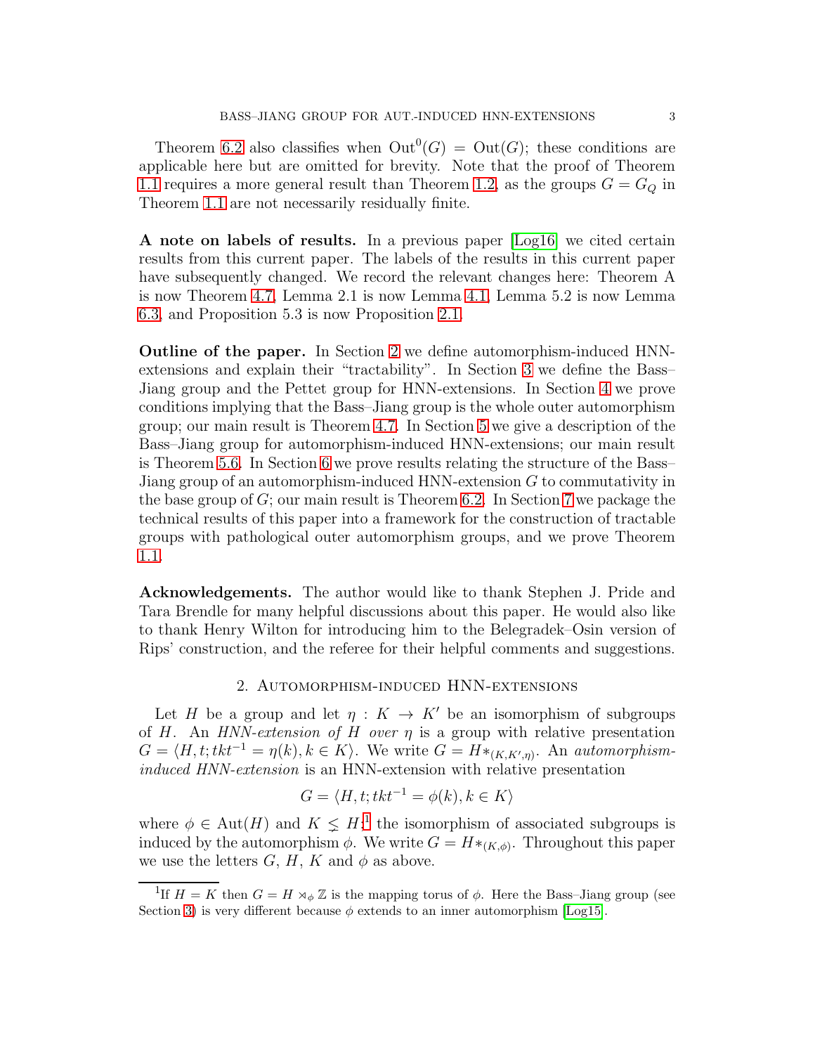Theorem 6.2 also classifies when $\mathrm{Out}^0(G) = \mathrm{Out}(G)$; these conditions are applicable here but are omitted for brevity. Note that the proof of Theorem 1.1 requires a more general result than Theorem 1.2, as the groups $G = G_Q$ in Theorem 1.1 are not necessarily residually finite.

**A note on labels of results.** In a previous paper [Log16] we cited certain results from this current paper. The labels of the results in this current paper have subsequently changed. We record the relevant changes here: Theorem A is now Theorem 4.7, Lemma 2.1 is now Lemma 4.1, Lemma 5.2 is now Lemma 6.3, and Proposition 5.3 is now Proposition 2.1.

**Outline of the paper.** In Section 2 we define automorphism-induced HNN-extensions and explain their "tractability". In Section 3 we define the Bass–Jiang group and the Pettet group for HNN-extensions. In Section 4 we prove conditions implying that the Bass–Jiang group is the whole outer automorphism group; our main result is Theorem 4.7. In Section 5 we give a description of the Bass–Jiang group for automorphism-induced HNN-extensions; our main result is Theorem 5.6. In Section 6 we prove results relating the structure of the Bass–Jiang group of an automorphism-induced HNN-extension $G$ to commutativity in the base group of $G$; our main result is Theorem 6.2. In Section 7 we package the technical results of this paper into a framework for the construction of tractable groups with pathological outer automorphism groups, and we prove Theorem 1.1.

**Acknowledgements.** The author would like to thank Stephen J. Pride and Tara Brendle for many helpful discussions about this paper. He would also like to thank Henry Wilton for introducing him to the Belegradek–Osin version of Rips' construction, and the referee for their helpful comments and suggestions.

## 2. Automorphism-induced HNN-extensions

Let $H$ be a group and let $\eta : K \to K'$ be an isomorphism of subgroups of $H$. An *HNN-extension of $H$ over $\eta$* is a group with relative presentation $G = \langle H, t; tkt^{-1} = \eta(k), k \in K\rangle$. We write $G = H*_{(K,K',\eta)}$. An *automorphism-induced HNN-extension* is an HNN-extension with relative presentation

$$G = \langle H, t; tkt^{-1} = \phi(k), k \in K\rangle$$

where $\phi \in \mathrm{Aut}(H)$ and $K \lneq H$;[1] the isomorphism of associated subgroups is induced by the automorphism $\phi$. We write $G = H*_{(K,\phi)}$. Throughout this paper we use the letters $G$, $H$, $K$ and $\phi$ as above.

[1] If $H = K$ then $G = H \rtimes_\phi \mathbb{Z}$ is the mapping torus of $\phi$. Here the Bass–Jiang group (see Section 3) is very different because $\phi$ extends to an inner automorphism [Log15].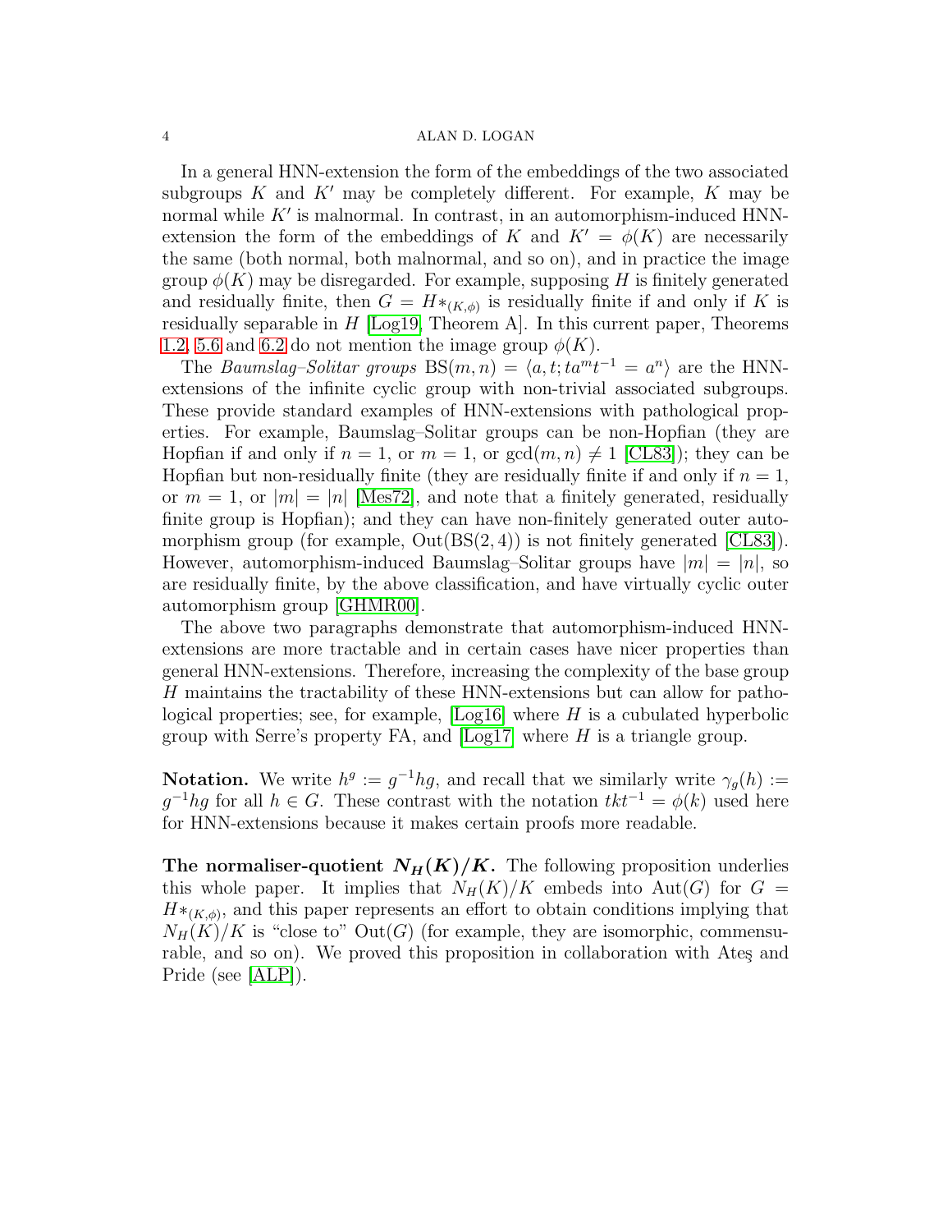In a general HNN-extension the form of the embeddings of the two associated subgroups $K$ and $K'$ may be completely different. For example, $K$ may be normal while $K'$ is malnormal. In contrast, in an automorphism-induced HNN-extension the form of the embeddings of $K$ and $K' = \phi(K)$ are necessarily the same (both normal, both malnormal, and so on), and in practice the image group $\phi(K)$ may be disregarded. For example, supposing $H$ is finitely generated and residually finite, then $G = H*_{(K,\phi)}$ is residually finite if and only if $K$ is residually separable in $H$ [Log19, Theorem A]. In this current paper, Theorems 1.2, 5.6 and 6.2 do not mention the image group $\phi(K)$.

The *Baumslag–Solitar groups* $\mathrm{BS}(m, n) = \langle a, t; ta^m t^{-1} = a^n\rangle$ are the HNN-extensions of the infinite cyclic group with non-trivial associated subgroups. These provide standard examples of HNN-extensions with pathological properties. For example, Baumslag–Solitar groups can be non-Hopfian (they are Hopfian if and only if $n = 1$, or $m = 1$, or $\gcd(m, n) \neq 1$ [CL83]); they can be Hopfian but non-residually finite (they are residually finite if and only if $n = 1$, or $m = 1$, or $|m| = |n|$ [Mes72], and note that a finitely generated, residually finite group is Hopfian); and they can have non-finitely generated outer automorphism group (for example, $\mathrm{Out}(\mathrm{BS}(2, 4))$ is not finitely generated [CL83]). However, automorphism-induced Baumslag–Solitar groups have $|m| = |n|$, so are residually finite, by the above classification, and have virtually cyclic outer automorphism group [GHMR00].

The above two paragraphs demonstrate that automorphism-induced HNN-extensions are more tractable and in certain cases have nicer properties than general HNN-extensions. Therefore, increasing the complexity of the base group $H$ maintains the tractability of these HNN-extensions but can allow for pathological properties; see, for example, [Log16] where $H$ is a cubulated hyperbolic group with Serre's property FA, and [Log17] where $H$ is a triangle group.

**Notation.** We write $h^g := g^{-1}hg$, and recall that we similarly write $\gamma_g(h) := g^{-1}hg$ for all $h \in G$. These contrast with the notation $tkt^{-1} = \phi(k)$ used here for HNN-extensions because it makes certain proofs more readable.

**The normaliser-quotient $N_H(K)/K$.** The following proposition underlies this whole paper. It implies that $N_H(K)/K$ embeds into $\mathrm{Aut}(G)$ for $G = H*_{(K,\phi)}$, and this paper represents an effort to obtain conditions implying that $N_H(K)/K$ is "close to" $\mathrm{Out}(G)$ (for example, they are isomorphic, commensurable, and so on). We proved this proposition in collaboration with Ateş and Pride (see [ALP]).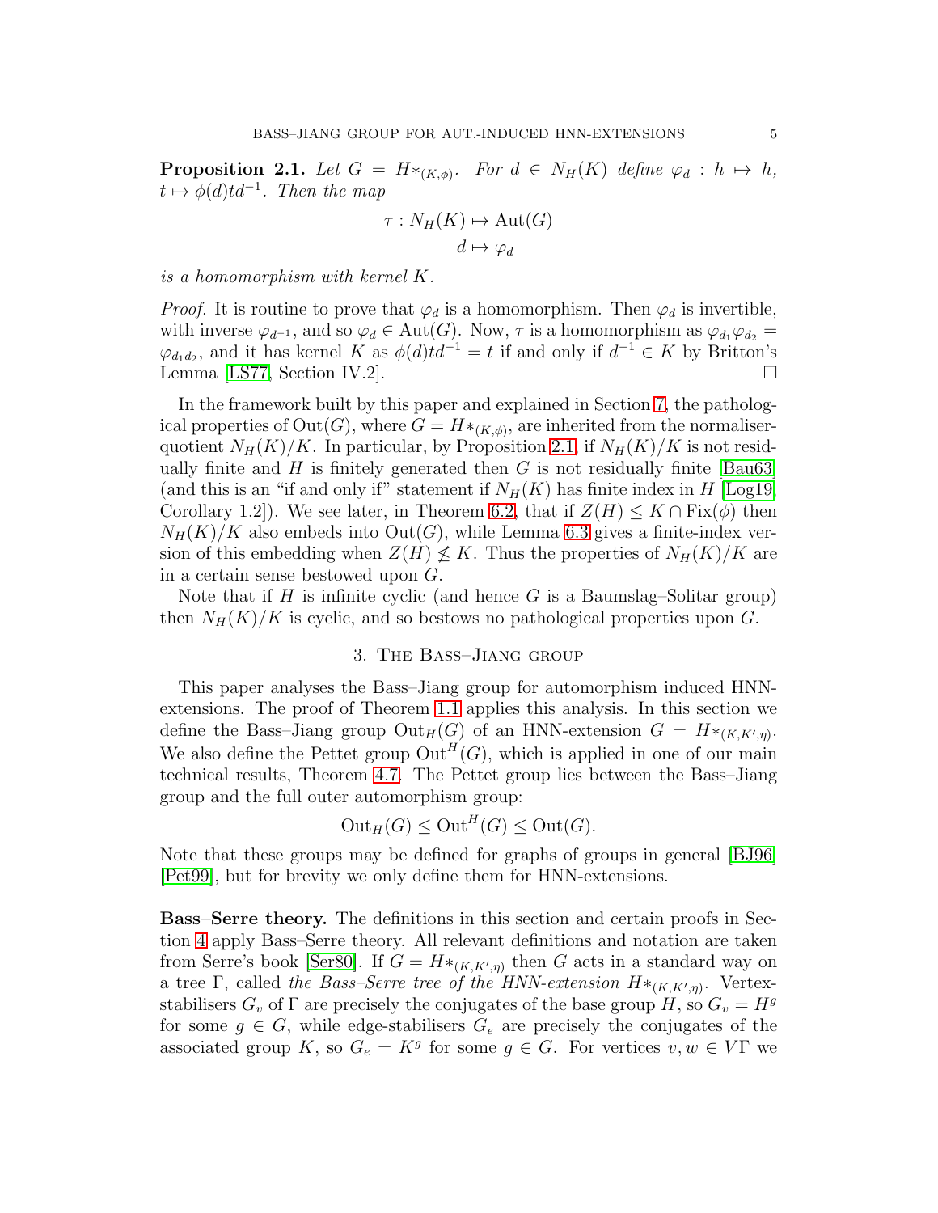**Proposition 2.1.** *Let $G = H*_{(K,\phi)}$. For $d \in N_H(K)$ define $\varphi_d : h \mapsto h$, $t \mapsto \phi(d)td^{-1}$. Then the map*

$$\tau : N_H(K) \mapsto \mathrm{Aut}(G)$$
$$d \mapsto \varphi_d$$

*is a homomorphism with kernel $K$.*

*Proof.* It is routine to prove that $\varphi_d$ is a homomorphism. Then $\varphi_d$ is invertible, with inverse $\varphi_{d^{-1}}$, and so $\varphi_d \in \mathrm{Aut}(G)$. Now, $\tau$ is a homomorphism as $\varphi_{d_1}\varphi_{d_2} = \varphi_{d_1 d_2}$, and it has kernel $K$ as $\phi(d)td^{-1} = t$ if and only if $d^{-1} \in K$ by Britton's Lemma [LS77, Section IV.2]. □

In the framework built by this paper and explained in Section 7, the pathological properties of $\mathrm{Out}(G)$, where $G = H*_{(K,\phi)}$, are inherited from the normaliser-quotient $N_H(K)/K$. In particular, by Proposition 2.1, if $N_H(K)/K$ is not residually finite and $H$ is finitely generated then $G$ is not residually finite [Bau63] (and this is an "if and only if" statement if $N_H(K)$ has finite index in $H$ [Log19, Corollary 1.2]). We see later, in Theorem 6.2, that if $Z(H) \leq K \cap \mathrm{Fix}(\phi)$ then $N_H(K)/K$ also embeds into $\mathrm{Out}(G)$, while Lemma 6.3 gives a finite-index version of this embedding when $Z(H) \not\leq K$. Thus the properties of $N_H(K)/K$ are in a certain sense bestowed upon $G$.

Note that if $H$ is infinite cyclic (and hence $G$ is a Baumslag–Solitar group) then $N_H(K)/K$ is cyclic, and so bestows no pathological properties upon $G$.

## 3. The Bass–Jiang group

This paper analyses the Bass–Jiang group for automorphism induced HNN-extensions. The proof of Theorem 1.1 applies this analysis. In this section we define the Bass–Jiang group $\mathrm{Out}_H(G)$ of an HNN-extension $G = H*_{(K,K',\eta)}$. We also define the Pettet group $\mathrm{Out}^H(G)$, which is applied in one of our main technical results, Theorem 4.7. The Pettet group lies between the Bass–Jiang group and the full outer automorphism group:

$$\mathrm{Out}_H(G) \leq \mathrm{Out}^H(G) \leq \mathrm{Out}(G).$$

Note that these groups may be defined for graphs of groups in general [BJ96] [Pet99], but for brevity we only define them for HNN-extensions.

**Bass–Serre theory.** The definitions in this section and certain proofs in Section 4 apply Bass–Serre theory. All relevant definitions and notation are taken from Serre's book [Ser80]. If $G = H*_{(K,K',\eta)}$ then $G$ acts in a standard way on a tree $\Gamma$, called *the Bass–Serre tree of the HNN-extension* $H*_{(K,K',\eta)}$. Vertex-stabilisers $G_v$ of $\Gamma$ are precisely the conjugates of the base group $H$, so $G_v = H^g$ for some $g \in G$, while edge-stabilisers $G_e$ are precisely the conjugates of the associated group $K$, so $G_e = K^g$ for some $g \in G$. For vertices $v, w \in V\Gamma$ we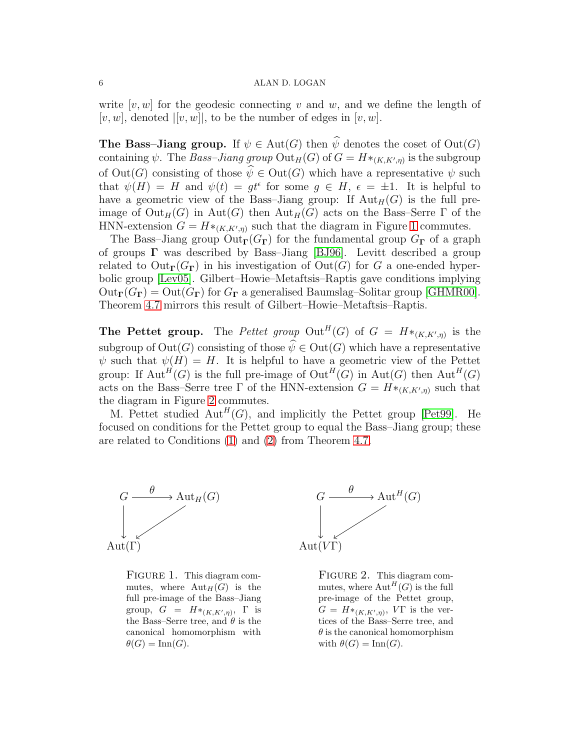write $[v, w]$ for the geodesic connecting $v$ and $w$, and we define the length of $[v, w]$, denoted $|[v, w]|$, to be the number of edges in $[v, w]$.

**The Bass–Jiang group.** If $\psi \in \mathrm{Aut}(G)$ then $\widehat{\psi}$ denotes the coset of $\mathrm{Out}(G)$ containing $\psi$. The *Bass–Jiang group* $\mathrm{Out}_H(G)$ of $G = H*_{(K,K',\eta)}$ is the subgroup of $\mathrm{Out}(G)$ consisting of those $\widehat{\psi} \in \mathrm{Out}(G)$ which have a representative $\psi$ such that $\psi(H) = H$ and $\psi(t) = gt^{\epsilon}$ for some $g \in H$, $\epsilon = \pm 1$. It is helpful to have a geometric view of the Bass–Jiang group: If $\mathrm{Aut}_H(G)$ is the full preimage of $\mathrm{Out}_H(G)$ in $\mathrm{Aut}(G)$ then $\mathrm{Aut}_H(G)$ acts on the Bass–Serre $\Gamma$ of the HNN-extension $G = H*_{(K,K',\eta)}$ such that the diagram in Figure 1 commutes.

The Bass–Jiang group $\mathrm{Out}_{\mathbf{\Gamma}}(G_{\mathbf{\Gamma}})$ for the fundamental group $G_{\mathbf{\Gamma}}$ of a graph of groups $\mathbf{\Gamma}$ was described by Bass–Jiang [BJ96]. Levitt described a group related to $\mathrm{Out}_{\mathbf{\Gamma}}(G_{\mathbf{\Gamma}})$ in his investigation of $\mathrm{Out}(G)$ for $G$ a one-ended hyperbolic group [Lev05]. Gilbert–Howie–Metaftsis–Raptis gave conditions implying $\mathrm{Out}_{\mathbf{\Gamma}}(G_{\mathbf{\Gamma}}) = \mathrm{Out}(G_{\mathbf{\Gamma}})$ for $G_{\mathbf{\Gamma}}$ a generalised Baumslag–Solitar group [GHMR00]. Theorem 4.7 mirrors this result of Gilbert–Howie–Metaftsis–Raptis.

**The Pettet group.** The *Pettet group* $\mathrm{Out}^H(G)$ of $G = H*_{(K,K',\eta)}$ is the subgroup of $\mathrm{Out}(G)$ consisting of those $\widehat{\psi} \in \mathrm{Out}(G)$ which have a representative $\psi$ such that $\psi(H) = H$. It is helpful to have a geometric view of the Pettet group: If $\mathrm{Aut}^H(G)$ is the full pre-image of $\mathrm{Out}^H(G)$ in $\mathrm{Aut}(G)$ then $\mathrm{Aut}^H(G)$ acts on the Bass–Serre tree $\Gamma$ of the HNN-extension $G = H*_{(K,K',\eta)}$ such that the diagram in Figure 2 commutes.

M. Pettet studied $\mathrm{Aut}^H(G)$, and implicitly the Pettet group [Pet99]. He focused on conditions for the Pettet group to equal the Bass–Jiang group; these are related to Conditions (1) and (2) from Theorem 4.7.

$$\begin{array}{ccc} G & \xrightarrow{\theta} & \mathrm{Aut}_H(G) \\ \downarrow & \swarrow & \\ \mathrm{Aut}(\Gamma) & & \end{array}$$

FIGURE 1. This diagram commutes, where $\mathrm{Aut}_H(G)$ is the full pre-image of the Bass–Jiang group, $G = H*_{(K,K',\eta)}$, $\Gamma$ is the Bass–Serre tree, and $\theta$ is the canonical homomorphism with $\theta(G) = \mathrm{Inn}(G)$.

$$\begin{array}{ccc} G & \xrightarrow{\theta} & \mathrm{Aut}^H(G) \\ \downarrow & \swarrow & \\ \mathrm{Aut}(V\Gamma) & & \end{array}$$

FIGURE 2. This diagram commutes, where $\mathrm{Aut}^H(G)$ is the full pre-image of the Pettet group, $G = H*_{(K,K',\eta)}$, $V\Gamma$ is the vertices of the Bass–Serre tree, and $\theta$ is the canonical homomorphism with $\theta(G) = \mathrm{Inn}(G)$.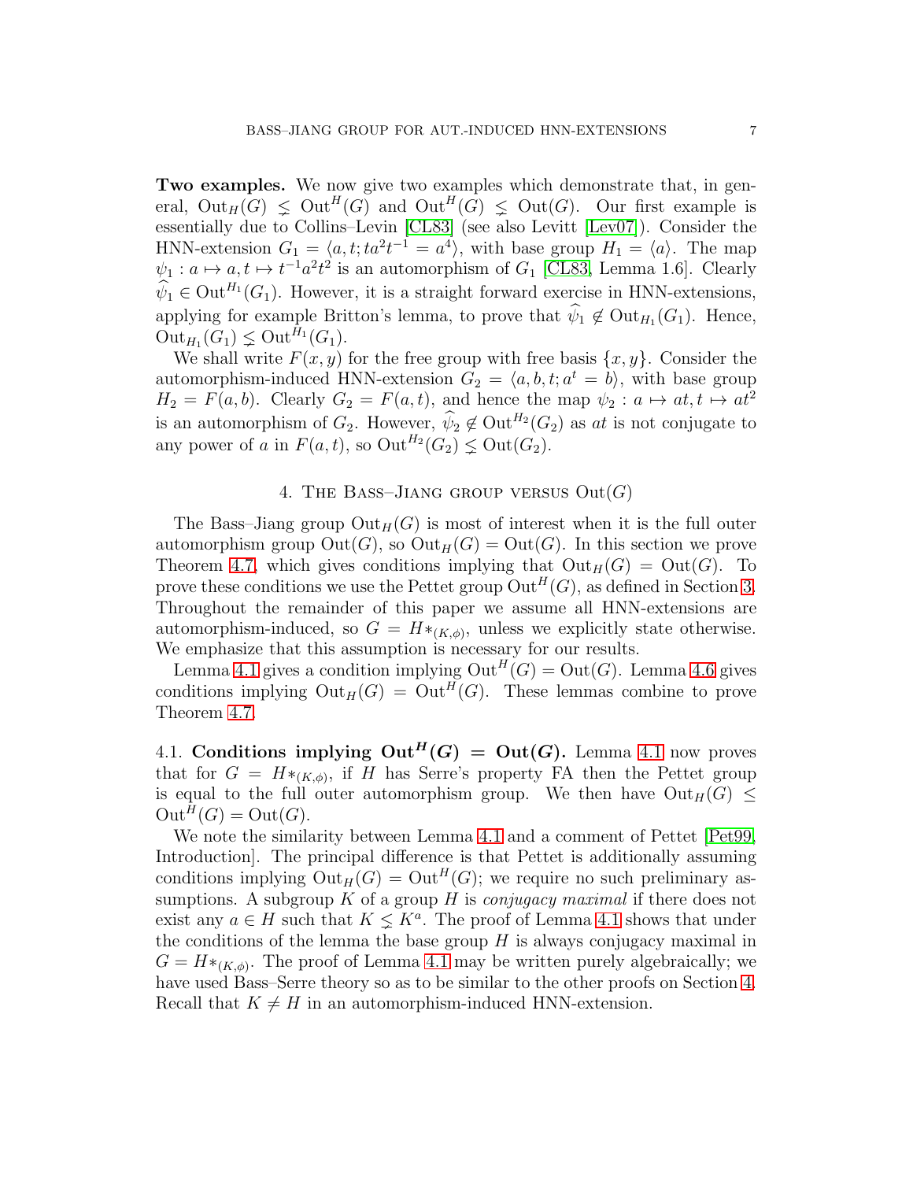**Two examples.** We now give two examples which demonstrate that, in general, $\mathrm{Out}_H(G) \lneq \mathrm{Out}^H(G)$ and $\mathrm{Out}^H(G) \lneq \mathrm{Out}(G)$. Our first example is essentially due to Collins–Levin [CL83] (see also Levitt [Lev07]). Consider the HNN-extension $G_1 = \langle a, t; ta^2t^{-1} = a^4\rangle$, with base group $H_1 = \langle a\rangle$. The map $\psi_1 : a \mapsto a, t \mapsto t^{-1}a^2t^2$ is an automorphism of $G_1$ [CL83, Lemma 1.6]. Clearly $\widehat{\psi}_1 \in \mathrm{Out}^{H_1}(G_1)$. However, it is a straight forward exercise in HNN-extensions, applying for example Britton's lemma, to prove that $\widehat{\psi}_1 \notin \mathrm{Out}_{H_1}(G_1)$. Hence, $\mathrm{Out}_{H_1}(G_1) \lneq \mathrm{Out}^{H_1}(G_1)$.

We shall write $F(x, y)$ for the free group with free basis $\{x, y\}$. Consider the automorphism-induced HNN-extension $G_2 = \langle a, b, t; a^t = b\rangle$, with base group $H_2 = F(a, b)$. Clearly $G_2 = F(a, t)$, and hence the map $\psi_2 : a \mapsto at, t \mapsto at^2$ is an automorphism of $G_2$. However, $\widehat{\psi}_2 \notin \mathrm{Out}^{H_2}(G_2)$ as $at$ is not conjugate to any power of $a$ in $F(a, t)$, so $\mathrm{Out}^{H_2}(G_2) \lneq \mathrm{Out}(G_2)$.

## 4. The Bass–Jiang group versus Out(G)

The Bass–Jiang group $\mathrm{Out}_H(G)$ is most of interest when it is the full outer automorphism group $\mathrm{Out}(G)$, so $\mathrm{Out}_H(G) = \mathrm{Out}(G)$. In this section we prove Theorem 4.7, which gives conditions implying that $\mathrm{Out}_H(G) = \mathrm{Out}(G)$. To prove these conditions we use the Pettet group $\mathrm{Out}^H(G)$, as defined in Section 3. Throughout the remainder of this paper we assume all HNN-extensions are automorphism-induced, so $G = H*_{(K,\phi)}$, unless we explicitly state otherwise. We emphasize that this assumption is necessary for our results.

Lemma 4.1 gives a condition implying $\mathrm{Out}^H(G) = \mathrm{Out}(G)$. Lemma 4.6 gives conditions implying $\mathrm{Out}_H(G) = \mathrm{Out}^H(G)$. These lemmas combine to prove Theorem 4.7.

### 4.1. Conditions implying $\mathrm{Out}^H(G) = \mathrm{Out}(G)$.

Lemma 4.1 now proves that for $G = H*_{(K,\phi)}$, if $H$ has Serre's property FA then the Pettet group is equal to the full outer automorphism group. We then have $\mathrm{Out}_H(G) \leq \mathrm{Out}^H(G) = \mathrm{Out}(G)$.

We note the similarity between Lemma 4.1 and a comment of Pettet [Pet99, Introduction]. The principal difference is that Pettet is additionally assuming conditions implying $\mathrm{Out}_H(G) = \mathrm{Out}^H(G)$; we require no such preliminary assumptions. A subgroup $K$ of a group $H$ is *conjugacy maximal* if there does not exist any $a \in H$ such that $K \lneq K^a$. The proof of Lemma 4.1 shows that under the conditions of the lemma the base group $H$ is always conjugacy maximal in $G = H*_{(K,\phi)}$. The proof of Lemma 4.1 may be written purely algebraically; we have used Bass–Serre theory so as to be similar to the other proofs on Section 4. Recall that $K \neq H$ in an automorphism-induced HNN-extension.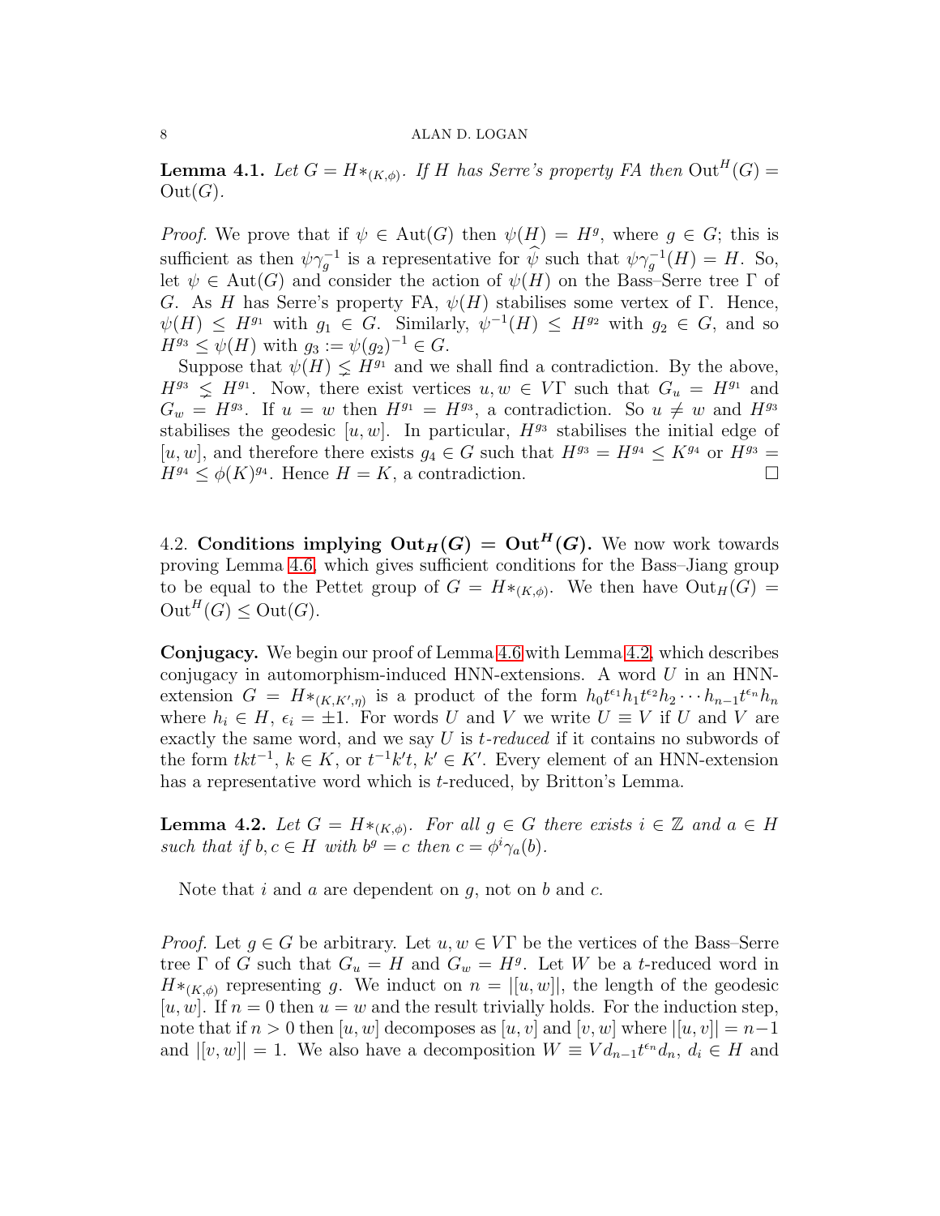**Lemma 4.1.** *Let $G = H*_{(K,\phi)}$. If $H$ has Serre's property FA then $\mathrm{Out}^H(G) = \mathrm{Out}(G)$.*

*Proof.* We prove that if $\psi \in \mathrm{Aut}(G)$ then $\psi(H) = H^g$, where $g \in G$; this is sufficient as then $\psi\gamma_g^{-1}$ is a representative for $\widehat{\psi}$ such that $\psi\gamma_g^{-1}(H) = H$. So, let $\psi \in \mathrm{Aut}(G)$ and consider the action of $\psi(H)$ on the Bass–Serre tree $\Gamma$ of $G$. As $H$ has Serre's property FA, $\psi(H)$ stabilises some vertex of $\Gamma$. Hence, $\psi(H) \leq H^{g_1}$ with $g_1 \in G$. Similarly, $\psi^{-1}(H) \leq H^{g_2}$ with $g_2 \in G$, and so $H^{g_3} \leq \psi(H)$ with $g_3 := \psi(g_2)^{-1} \in G$.

Suppose that $\psi(H) \lneq H^{g_1}$ and we shall find a contradiction. By the above, $H^{g_3} \lneq H^{g_1}$. Now, there exist vertices $u, w \in V\Gamma$ such that $G_u = H^{g_1}$ and $G_w = H^{g_3}$. If $u = w$ then $H^{g_1} = H^{g_3}$, a contradiction. So $u \neq w$ and $H^{g_3}$ stabilises the geodesic $[u, w]$. In particular, $H^{g_3}$ stabilises the initial edge of $[u, w]$, and therefore there exists $g_4 \in G$ such that $H^{g_3} = H^{g_4} \leq K^{g_4}$ or $H^{g_3} = H^{g_4} \leq \phi(K)^{g_4}$. Hence $H = K$, a contradiction. $\square$

4.2. **Conditions implying $\mathrm{Out}_H(G) = \mathrm{Out}^H(G)$.** We now work towards proving Lemma 4.6, which gives sufficient conditions for the Bass–Jiang group to be equal to the Pettet group of $G = H*_{(K,\phi)}$. We then have $\mathrm{Out}_H(G) = \mathrm{Out}^H(G) \leq \mathrm{Out}(G)$.

**Conjugacy.** We begin our proof of Lemma 4.6 with Lemma 4.2, which describes conjugacy in automorphism-induced HNN-extensions. A word $U$ in an HNN-extension $G = H*_{(K,K',\eta)}$ is a product of the form $h_0t^{\epsilon_1}h_1t^{\epsilon_2}h_2\cdots h_{n-1}t^{\epsilon_n}h_n$ where $h_i \in H$, $\epsilon_i = \pm 1$. For words $U$ and $V$ we write $U \equiv V$ if $U$ and $V$ are exactly the same word, and we say $U$ is *$t$-reduced* if it contains no subwords of the form $tkt^{-1}$, $k \in K$, or $t^{-1}k't$, $k' \in K'$. Every element of an HNN-extension has a representative word which is $t$-reduced, by Britton's Lemma.

**Lemma 4.2.** *Let $G = H*_{(K,\phi)}$. For all $g \in G$ there exists $i \in \mathbb{Z}$ and $a \in H$ such that if $b, c \in H$ with $b^g = c$ then $c = \phi^i\gamma_a(b)$.*

Note that $i$ and $a$ are dependent on $g$, not on $b$ and $c$.

*Proof.* Let $g \in G$ be arbitrary. Let $u, w \in V\Gamma$ be the vertices of the Bass–Serre tree $\Gamma$ of $G$ such that $G_u = H$ and $G_w = H^g$. Let $W$ be a $t$-reduced word in $H*_{(K,\phi)}$ representing $g$. We induct on $n = |[u, w]|$, the length of the geodesic $[u, w]$. If $n = 0$ then $u = w$ and the result trivially holds. For the induction step, note that if $n > 0$ then $[u, w]$ decomposes as $[u, v]$ and $[v, w]$ where $|[u, v]| = n-1$ and $|[v, w]| = 1$. We also have a decomposition $W \equiv Vd_{n-1}t^{\epsilon_n}d_n$, $d_i \in H$ and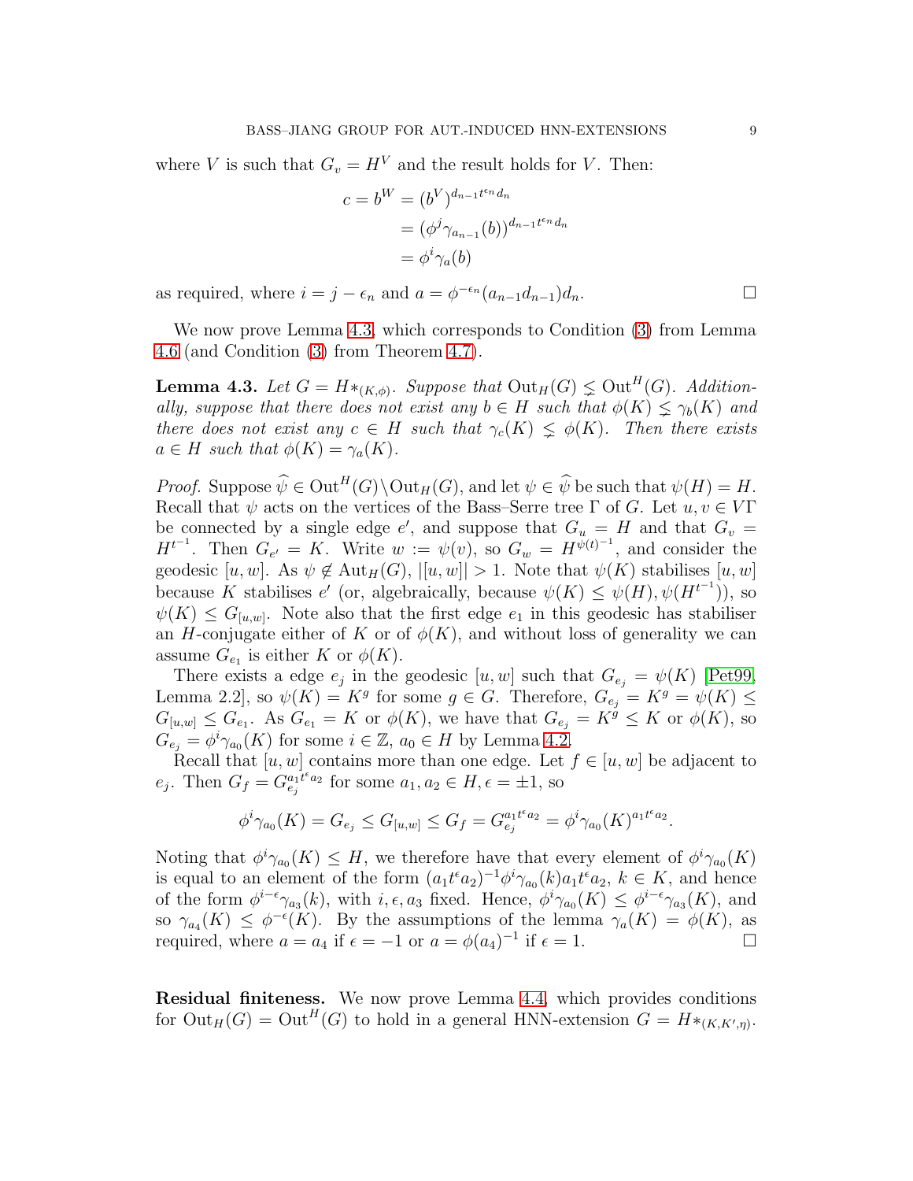where $V$ is such that $G_v = H^V$ and the result holds for $V$. Then:

$$\begin{aligned}
c = b^W &= (b^V)^{d_{n-1}t^{\epsilon_n}d_n} \\
&= (\phi^j \gamma_{a_{n-1}}(b))^{d_{n-1}t^{\epsilon_n}d_n} \\
&= \phi^i \gamma_a(b)
\end{aligned}$$

as required, where $i = j - \epsilon_n$ and $a = \phi^{-\epsilon_n}(a_{n-1}d_{n-1})d_n$. ☐

We now prove Lemma 4.3, which corresponds to Condition (3) from Lemma 4.6 (and Condition (3) from Theorem 4.7).

**Lemma 4.3.** *Let $G = H*_{(K,\phi)}$. Suppose that $\mathrm{Out}_H(G) \lneq \mathrm{Out}^H(G)$. Additionally, suppose that there does not exist any $b \in H$ such that $\phi(K) \lneq \gamma_b(K)$ and there does not exist any $c \in H$ such that $\gamma_c(K) \lneq \phi(K)$. Then there exists $a \in H$ such that $\phi(K) = \gamma_a(K)$.*

*Proof.* Suppose $\widehat{\psi} \in \mathrm{Out}^H(G)\setminus\mathrm{Out}_H(G)$, and let $\psi \in \widehat{\psi}$ be such that $\psi(H) = H$. Recall that $\psi$ acts on the vertices of the Bass–Serre tree $\Gamma$ of $G$. Let $u, v \in V\Gamma$ be connected by a single edge $e'$, and suppose that $G_u = H$ and that $G_v = H^{t^{-1}}$. Then $G_{e'} = K$. Write $w := \psi(v)$, so $G_w = H^{\psi(t)^{-1}}$, and consider the geodesic $[u, w]$. As $\psi \notin \mathrm{Aut}_H(G)$, $|[u, w]| > 1$. Note that $\psi(K)$ stabilises $[u, w]$ because $K$ stabilises $e'$ (or, algebraically, because $\psi(K) \leq \psi(H), \psi(H^{t^{-1}})$), so $\psi(K) \leq G_{[u,w]}$. Note also that the first edge $e_1$ in this geodesic has stabiliser an $H$-conjugate either of $K$ or of $\phi(K)$, and without loss of generality we can assume $G_{e_1}$ is either $K$ or $\phi(K)$.

There exists a edge $e_j$ in the geodesic $[u, w]$ such that $G_{e_j} = \psi(K)$ [Pet99, Lemma 2.2], so $\psi(K) = K^g$ for some $g \in G$. Therefore, $G_{e_j} = K^g = \psi(K) \leq G_{[u,w]} \leq G_{e_1}$. As $G_{e_1} = K$ or $\phi(K)$, we have that $G_{e_j} = K^g \leq K$ or $\phi(K)$, so $G_{e_j} = \phi^i\gamma_{a_0}(K)$ for some $i \in \mathbb{Z}$, $a_0 \in H$ by Lemma 4.2.

Recall that $[u, w]$ contains more than one edge. Let $f \in [u, w]$ be adjacent to $e_j$. Then $G_f = G_{e_j}^{a_1t^\epsilon a_2}$ for some $a_1, a_2 \in H, \epsilon = \pm 1$, so

$$\phi^i\gamma_{a_0}(K) = G_{e_j} \leq G_{[u,w]} \leq G_f = G_{e_j}^{a_1t^\epsilon a_2} = \phi^i\gamma_{a_0}(K)^{a_1t^\epsilon a_2}.$$

Noting that $\phi^i\gamma_{a_0}(K) \leq H$, we therefore have that every element of $\phi^i\gamma_{a_0}(K)$ is equal to an element of the form $(a_1t^\epsilon a_2)^{-1}\phi^i\gamma_{a_0}(k)a_1t^\epsilon a_2$, $k \in K$, and hence of the form $\phi^{i-\epsilon}\gamma_{a_3}(k)$, with $i, \epsilon, a_3$ fixed. Hence, $\phi^i\gamma_{a_0}(K) \leq \phi^{i-\epsilon}\gamma_{a_3}(K)$, and so $\gamma_{a_4}(K) \leq \phi^{-\epsilon}(K)$. By the assumptions of the lemma $\gamma_a(K) = \phi(K)$, as required, where $a = a_4$ if $\epsilon = -1$ or $a = \phi(a_4)^{-1}$ if $\epsilon = 1$. ☐

**Residual finiteness.** We now prove Lemma 4.4, which provides conditions for $\mathrm{Out}_H(G) = \mathrm{Out}^H(G)$ to hold in a general HNN-extension $G = H*_{(K,K',\eta)}$.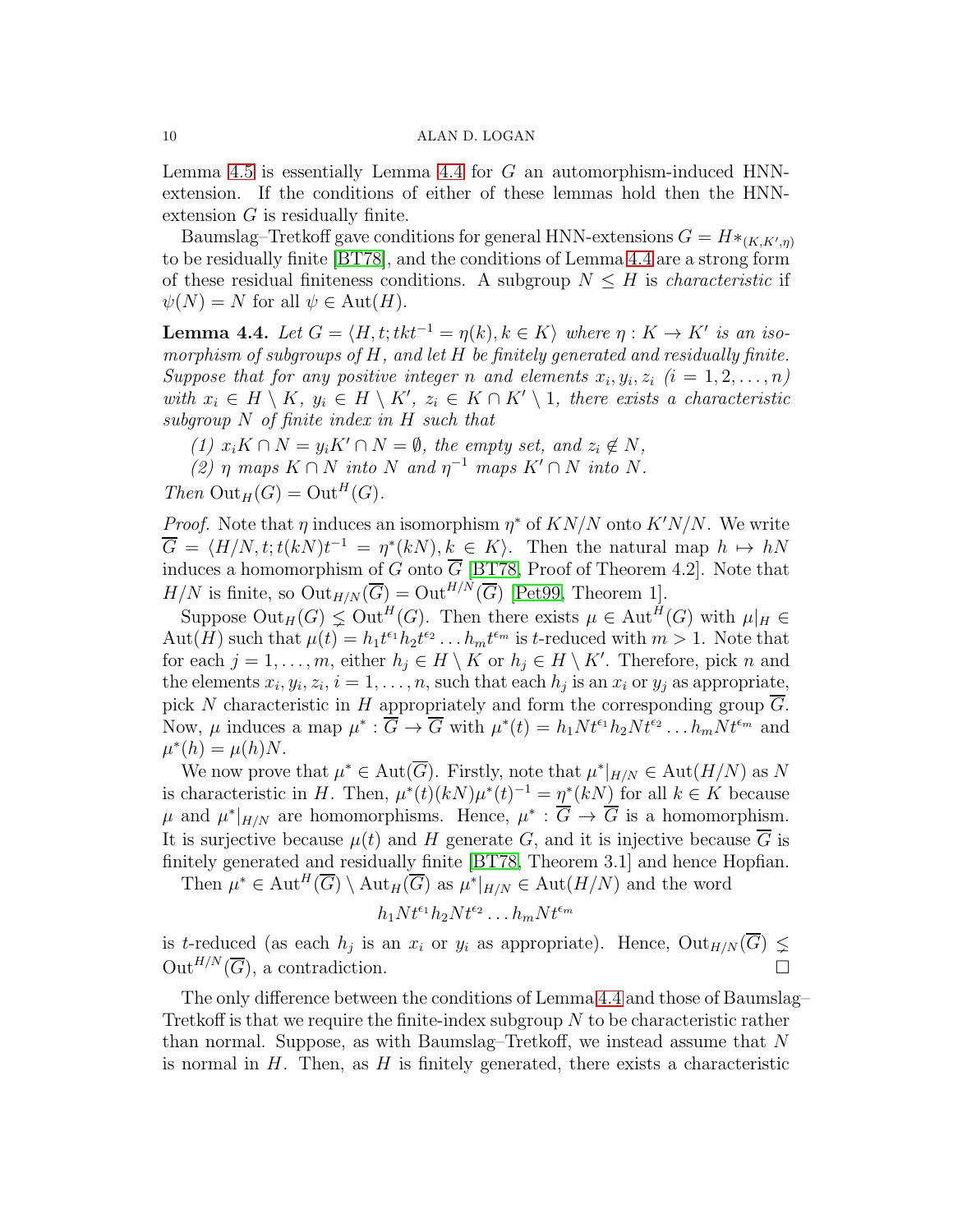Lemma 4.5 is essentially Lemma 4.4 for $G$ an automorphism-induced HNN-extension. If the conditions of either of these lemmas hold then the HNN-extension $G$ is residually finite.

Baumslag–Tretkoff gave conditions for general HNN-extensions $G = H*_{(K,K',\eta)}$ to be residually finite [BT78], and the conditions of Lemma 4.4 are a strong form of these residual finiteness conditions. A subgroup $N \leq H$ is *characteristic* if $\psi(N) = N$ for all $\psi \in \mathrm{Aut}(H)$.

**Lemma 4.4.** *Let $G = \langle H, t; tkt^{-1} = \eta(k), k \in K\rangle$ where $\eta : K \to K'$ is an isomorphism of subgroups of $H$, and let $H$ be finitely generated and residually finite. Suppose that for any positive integer $n$ and elements $x_i, y_i, z_i$ $(i = 1, 2, \ldots, n)$ with $x_i \in H \setminus K$, $y_i \in H \setminus K'$, $z_i \in K \cap K' \setminus 1$, there exists a characteristic subgroup $N$ of finite index in $H$ such that*

*(1) $x_iK \cap N = y_iK' \cap N = \emptyset$, the empty set, and $z_i \notin N$,*

*(2) $\eta$ maps $K \cap N$ into $N$ and $\eta^{-1}$ maps $K' \cap N$ into $N$.*

*Then $\mathrm{Out}_H(G) = \mathrm{Out}^H(G)$.*

*Proof.* Note that $\eta$ induces an isomorphism $\eta^*$ of $KN/N$ onto $K'N/N$. We write $\overline{G} = \langle H/N, t; t(kN)t^{-1} = \eta^*(kN), k \in K\rangle$. Then the natural map $h \mapsto hN$ induces a homomorphism of $G$ onto $\overline{G}$ [BT78, Proof of Theorem 4.2]. Note that $H/N$ is finite, so $\mathrm{Out}_{H/N}(\overline{G}) = \mathrm{Out}^{H/N}(\overline{G})$ [Pet99, Theorem 1].

Suppose $\mathrm{Out}_H(G) \lneq \mathrm{Out}^H(G)$. Then there exists $\mu \in \mathrm{Aut}^H(G)$ with $\mu|_H \in \mathrm{Aut}(H)$ such that $\mu(t) = h_1t^{\epsilon_1}h_2t^{\epsilon_2}\ldots h_mt^{\epsilon_m}$ is $t$-reduced with $m > 1$. Note that for each $j = 1, \ldots, m$, either $h_j \in H \setminus K$ or $h_j \in H \setminus K'$. Therefore, pick $n$ and the elements $x_i, y_i, z_i$, $i = 1, \ldots, n$, such that each $h_j$ is an $x_i$ or $y_j$ as appropriate, pick $N$ characteristic in $H$ appropriately and form the corresponding group $\overline{G}$. Now, $\mu$ induces a map $\mu^* : \overline{G} \to \overline{G}$ with $\mu^*(t) = h_1Nt^{\epsilon_1}h_2Nt^{\epsilon_2}\ldots h_mNt^{\epsilon_m}$ and $\mu^*(h) = \mu(h)N$.

We now prove that $\mu^* \in \mathrm{Aut}(\overline{G})$. Firstly, note that $\mu^*|_{H/N} \in \mathrm{Aut}(H/N)$ as $N$ is characteristic in $H$. Then, $\mu^*(t)(kN)\mu^*(t)^{-1} = \eta^*(kN)$ for all $k \in K$ because $\mu$ and $\mu^*|_{H/N}$ are homomorphisms. Hence, $\mu^* : \overline{G} \to \overline{G}$ is a homomorphism. It is surjective because $\mu(t)$ and $H$ generate $G$, and it is injective because $\overline{G}$ is finitely generated and residually finite [BT78, Theorem 3.1] and hence Hopfian.

Then $\mu^* \in \mathrm{Aut}^H(\overline{G}) \setminus \mathrm{Aut}_H(\overline{G})$ as $\mu^*|_{H/N} \in \mathrm{Aut}(H/N)$ and the word

$$h_1Nt^{\epsilon_1}h_2Nt^{\epsilon_2}\ldots h_mNt^{\epsilon_m}$$

is $t$-reduced (as each $h_j$ is an $x_i$ or $y_i$ as appropriate). Hence, $\mathrm{Out}_{H/N}(\overline{G}) \lneq \mathrm{Out}^{H/N}(\overline{G})$, a contradiction. □

The only difference between the conditions of Lemma 4.4 and those of Baumslag–Tretkoff is that we require the finite-index subgroup $N$ to be characteristic rather than normal. Suppose, as with Baumslag–Tretkoff, we instead assume that $N$ is normal in $H$. Then, as $H$ is finitely generated, there exists a characteristic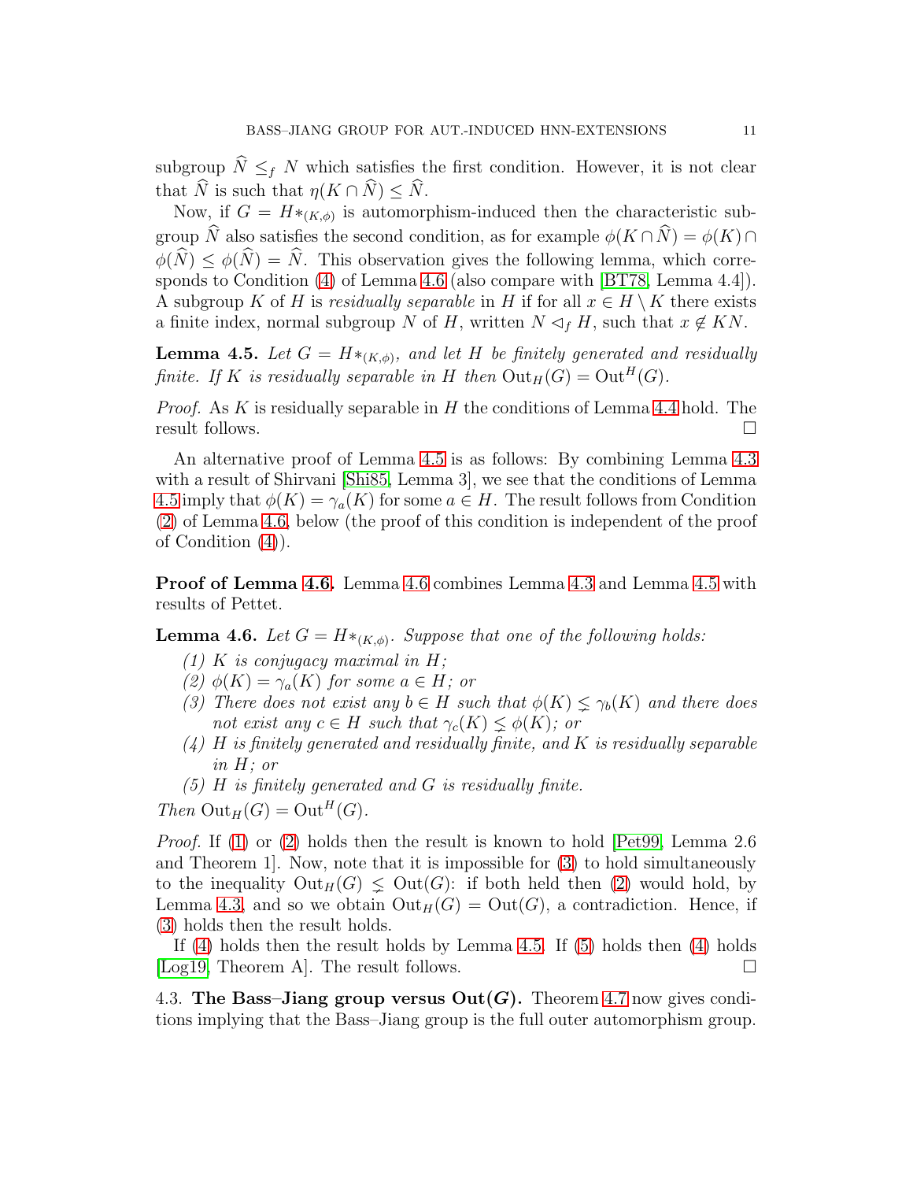subgroup $\widehat{N} \leq_f N$ which satisfies the first condition. However, it is not clear that $\widehat{N}$ is such that $\eta(K \cap \widehat{N}) \leq \widehat{N}$.

Now, if $G = H*_{(K,\phi)}$ is automorphism-induced then the characteristic subgroup $\widehat{N}$ also satisfies the second condition, as for example $\phi(K \cap \widehat{N}) = \phi(K) \cap \phi(\widehat{N}) \leq \phi(\widehat{N}) = \widehat{N}$. This observation gives the following lemma, which corresponds to Condition (4) of Lemma 4.6 (also compare with [BT78, Lemma 4.4]). A subgroup $K$ of $H$ is *residually separable* in $H$ if for all $x \in H \setminus K$ there exists a finite index, normal subgroup $N$ of $H$, written $N \lhd_f H$, such that $x \notin KN$.

**Lemma 4.5.** *Let $G = H*_{(K,\phi)}$, and let $H$ be finitely generated and residually finite. If $K$ is residually separable in $H$ then $\mathrm{Out}_H(G) = \mathrm{Out}^H(G)$.*

*Proof.* As $K$ is residually separable in $H$ the conditions of Lemma 4.4 hold. The result follows. □

An alternative proof of Lemma 4.5 is as follows: By combining Lemma 4.3 with a result of Shirvani [Shi85, Lemma 3], we see that the conditions of Lemma 4.5 imply that $\phi(K) = \gamma_a(K)$ for some $a \in H$. The result follows from Condition (2) of Lemma 4.6, below (the proof of this condition is independent of the proof of Condition (4)).

**Proof of Lemma 4.6.** Lemma 4.6 combines Lemma 4.3 and Lemma 4.5 with results of Pettet.

**Lemma 4.6.** *Let $G = H*_{(K,\phi)}$. Suppose that one of the following holds:*

*(1) $K$ is conjugacy maximal in $H$;*
*(2) $\phi(K) = \gamma_a(K)$ for some $a \in H$; or*
*(3) There does not exist any $b \in H$ such that $\phi(K) \lneq \gamma_b(K)$ and there does not exist any $c \in H$ such that $\gamma_c(K) \lneq \phi(K)$; or*
*(4) $H$ is finitely generated and residually finite, and $K$ is residually separable in $H$; or*
*(5) $H$ is finitely generated and $G$ is residually finite.*

*Then $\mathrm{Out}_H(G) = \mathrm{Out}^H(G)$.*

*Proof.* If (1) or (2) holds then the result is known to hold [Pet99, Lemma 2.6 and Theorem 1]. Now, note that it is impossible for (3) to hold simultaneously to the inequality $\mathrm{Out}_H(G) \lneq \mathrm{Out}(G)$: if both held then (2) would hold, by Lemma 4.3, and so we obtain $\mathrm{Out}_H(G) = \mathrm{Out}(G)$, a contradiction. Hence, if (3) holds then the result holds.

If (4) holds then the result holds by Lemma 4.5. If (5) holds then (4) holds [Log19, Theorem A]. The result follows. □

4.3. **The Bass–Jiang group versus $\mathrm{Out}(G)$.** Theorem 4.7 now gives conditions implying that the Bass–Jiang group is the full outer automorphism group.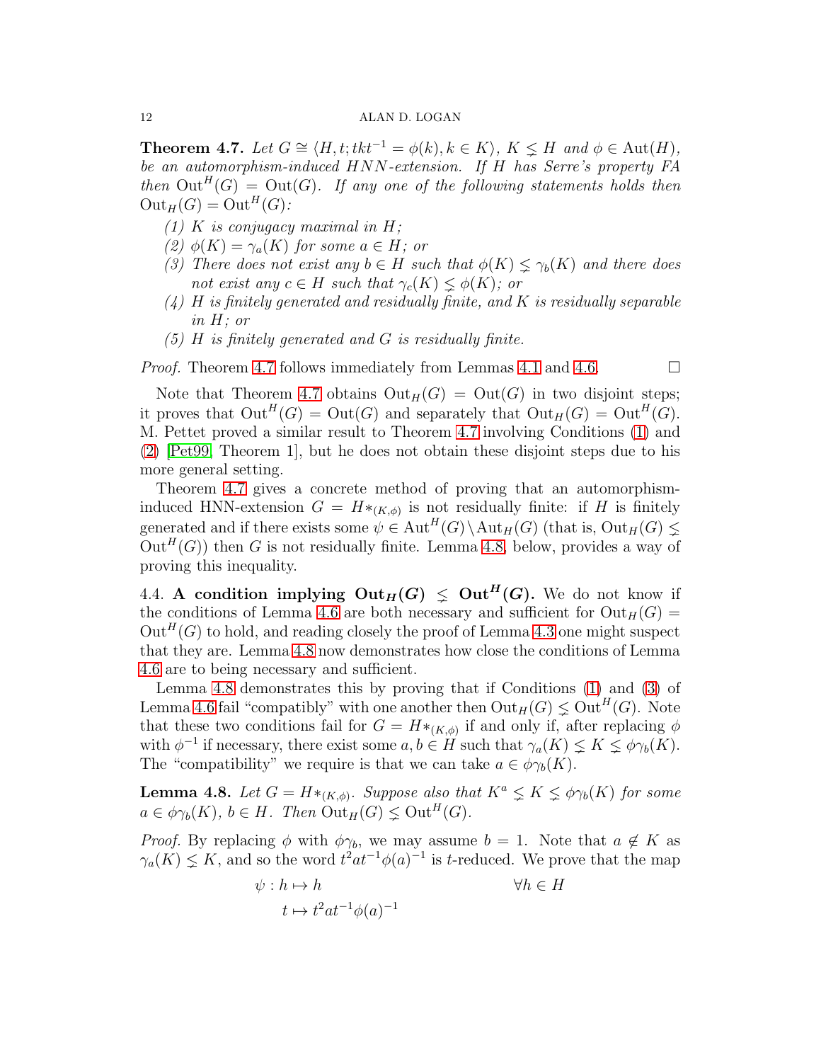**Theorem 4.7.** *Let $G \cong \langle H, t; tkt^{-1} = \phi(k), k \in K\rangle$, $K \lneq H$ and $\phi \in \mathrm{Aut}(H)$, be an automorphism-induced HNN-extension. If $H$ has Serre's property FA then $\mathrm{Out}^H(G) = \mathrm{Out}(G)$. If any one of the following statements holds then $\mathrm{Out}_H(G) = \mathrm{Out}^H(G)$:*

1. *$K$ is conjugacy maximal in $H$;*
2. *$\phi(K) = \gamma_a(K)$ for some $a \in H$; or*
3. *There does not exist any $b \in H$ such that $\phi(K) \lneq \gamma_b(K)$ and there does not exist any $c \in H$ such that $\gamma_c(K) \lneq \phi(K)$; or*
4. *$H$ is finitely generated and residually finite, and $K$ is residually separable in $H$; or*
5. *$H$ is finitely generated and $G$ is residually finite.*

*Proof.* Theorem 4.7 follows immediately from Lemmas 4.1 and 4.6. □

Note that Theorem 4.7 obtains $\mathrm{Out}_H(G) = \mathrm{Out}(G)$ in two disjoint steps; it proves that $\mathrm{Out}^H(G) = \mathrm{Out}(G)$ and separately that $\mathrm{Out}_H(G) = \mathrm{Out}^H(G)$. M. Pettet proved a similar result to Theorem 4.7 involving Conditions (1) and (2) [Pet99, Theorem 1], but he does not obtain these disjoint steps due to his more general setting.

Theorem 4.7 gives a concrete method of proving that an automorphism-induced HNN-extension $G = H*_{(K,\phi)}$ is not residually finite: if $H$ is finitely generated and if there exists some $\psi \in \mathrm{Aut}^H(G)\setminus\mathrm{Aut}_H(G)$ (that is, $\mathrm{Out}_H(G) \lneq \mathrm{Out}^H(G)$) then $G$ is not residually finite. Lemma 4.8, below, provides a way of proving this inequality.

4.4. **A condition implying $\mathrm{Out}_H(G) \lneq \mathrm{Out}^H(G)$.** We do not know if the conditions of Lemma 4.6 are both necessary and sufficient for $\mathrm{Out}_H(G) = \mathrm{Out}^H(G)$ to hold, and reading closely the proof of Lemma 4.3 one might suspect that they are. Lemma 4.8 now demonstrates how close the conditions of Lemma 4.6 are to being necessary and sufficient.

Lemma 4.8 demonstrates this by proving that if Conditions (1) and (3) of Lemma 4.6 fail "compatibly" with one another then $\mathrm{Out}_H(G) \lneq \mathrm{Out}^H(G)$. Note that these two conditions fail for $G = H*_{(K,\phi)}$ if and only if, after replacing $\phi$ with $\phi^{-1}$ if necessary, there exist some $a, b \in H$ such that $\gamma_a(K) \lneq K \lneq \phi\gamma_b(K)$. The "compatibility" we require is that we can take $a \in \phi\gamma_b(K)$.

**Lemma 4.8.** *Let $G = H*_{(K,\phi)}$. Suppose also that $K^a \lneq K \lneq \phi\gamma_b(K)$ for some $a \in \phi\gamma_b(K)$, $b \in H$. Then $\mathrm{Out}_H(G) \lneq \mathrm{Out}^H(G)$.*

*Proof.* By replacing $\phi$ with $\phi\gamma_b$, we may assume $b = 1$. Note that $a \notin K$ as $\gamma_a(K) \lneq K$, and so the word $t^2at^{-1}\phi(a)^{-1}$ is $t$-reduced. We prove that the map

$$
\begin{aligned}
\psi : h &\mapsto h && \forall h \in H\\
t &\mapsto t^2at^{-1}\phi(a)^{-1}
\end{aligned}
$$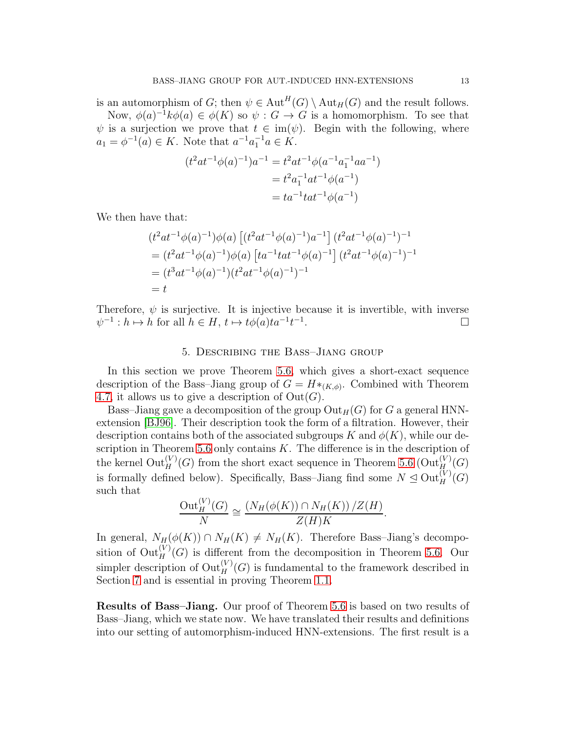is an automorphism of $G$; then $\psi \in \mathrm{Aut}^H(G) \setminus \mathrm{Aut}_H(G)$ and the result follows.

Now, $\phi(a)^{-1}k\phi(a) \in \phi(K)$ so $\psi : G \to G$ is a homomorphism. To see that $\psi$ is a surjection we prove that $t \in \mathrm{im}(\psi)$. Begin with the following, where $a_1 = \phi^{-1}(a) \in K$. Note that $a^{-1}a_1^{-1}a \in K$.

$$
\begin{aligned}
(t^2at^{-1}\phi(a)^{-1})a^{-1} &= t^2at^{-1}\phi(a^{-1}a_1^{-1}aa^{-1}) \\
&= t^2a_1^{-1}at^{-1}\phi(a^{-1}) \\
&= ta^{-1}tat^{-1}\phi(a^{-1})
\end{aligned}
$$

We then have that:

$$
\begin{aligned}
&(t^2at^{-1}\phi(a)^{-1})\phi(a)\left[(t^2at^{-1}\phi(a)^{-1})a^{-1}\right](t^2at^{-1}\phi(a)^{-1})^{-1} \\
&= (t^2at^{-1}\phi(a)^{-1})\phi(a)\left[ta^{-1}tat^{-1}\phi(a)^{-1}\right](t^2at^{-1}\phi(a)^{-1})^{-1} \\
&= (t^3at^{-1}\phi(a)^{-1})(t^2at^{-1}\phi(a)^{-1})^{-1} \\
&= t
\end{aligned}
$$

Therefore, $\psi$ is surjective. It is injective because it is invertible, with inverse $\psi^{-1} : h \mapsto h$ for all $h \in H$, $t \mapsto t\phi(a)ta^{-1}t^{-1}$. □

## 5. Describing the Bass–Jiang group

In this section we prove Theorem 5.6, which gives a short-exact sequence description of the Bass–Jiang group of $G = H*_{(K,\phi)}$. Combined with Theorem 4.7, it allows us to give a description of $\mathrm{Out}(G)$.

Bass–Jiang gave a decomposition of the group $\mathrm{Out}_H(G)$ for $G$ a general HNN-extension [BJ96]. Their description took the form of a filtration. However, their description contains both of the associated subgroups $K$ and $\phi(K)$, while our description in Theorem 5.6 only contains $K$. The difference is in the description of the kernel $\mathrm{Out}_H^{(V)}(G)$ from the short exact sequence in Theorem 5.6 ($\mathrm{Out}_H^{(V)}(G)$ is formally defined below). Specifically, Bass–Jiang find some $N \trianglelefteq \mathrm{Out}_H^{(V)}(G)$ such that

$$
\frac{\mathrm{Out}_H^{(V)}(G)}{N} \cong \frac{\left(N_H(\phi(K)) \cap N_H(K)\right)/Z(H)}{Z(H)K}.
$$

In general, $N_H(\phi(K)) \cap N_H(K) \neq N_H(K)$. Therefore Bass–Jiang's decomposition of $\mathrm{Out}_H^{(V)}(G)$ is different from the decomposition in Theorem 5.6. Our simpler description of $\mathrm{Out}_H^{(V)}(G)$ is fundamental to the framework described in Section 7 and is essential in proving Theorem 1.1.

**Results of Bass–Jiang.** Our proof of Theorem 5.6 is based on two results of Bass–Jiang, which we state now. We have translated their results and definitions into our setting of automorphism-induced HNN-extensions. The first result is a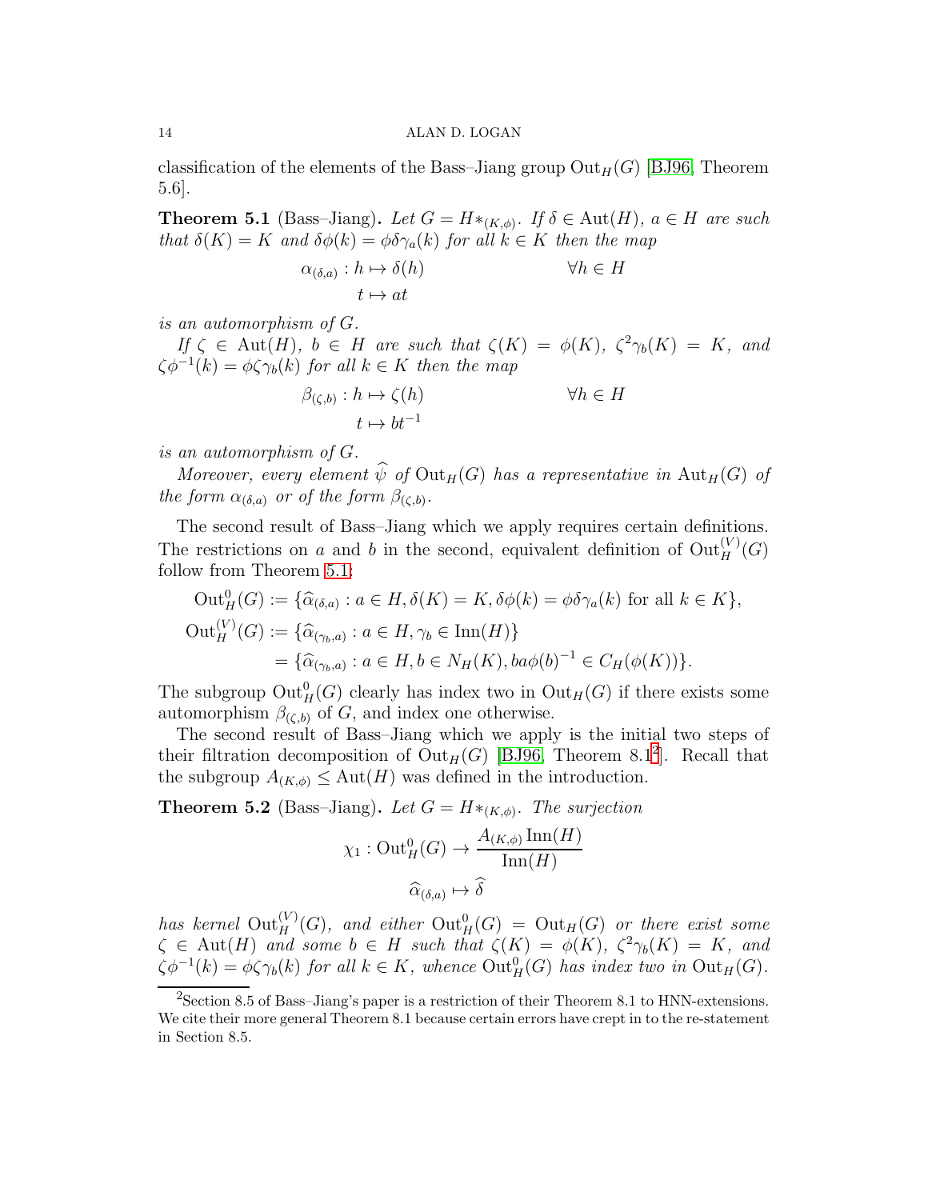classification of the elements of the Bass–Jiang group $\mathrm{Out}_H(G)$ [BJ96, Theorem 5.6].

**Theorem 5.1** (Bass–Jiang)**.** *Let $G = H*_{(K,\phi)}$. If $\delta \in \mathrm{Aut}(H)$, $a \in H$ are such that $\delta(K) = K$ and $\delta\phi(k) = \phi\delta\gamma_a(k)$ for all $k \in K$ then the map*

$$\begin{aligned} \alpha_{(\delta,a)} : h &\mapsto \delta(h) && \forall h \in H \\ t &\mapsto at \end{aligned}$$

*is an automorphism of $G$.*

*If $\zeta \in \mathrm{Aut}(H)$, $b \in H$ are such that $\zeta(K) = \phi(K)$, $\zeta^2\gamma_b(K) = K$, and $\zeta\phi^{-1}(k) = \phi\zeta\gamma_b(k)$ for all $k \in K$ then the map*

$$\begin{aligned} \beta_{(\zeta,b)} : h &\mapsto \zeta(h) && \forall h \in H \\ t &\mapsto bt^{-1} \end{aligned}$$

*is an automorphism of $G$.*

*Moreover, every element $\widehat{\psi}$ of $\mathrm{Out}_H(G)$ has a representative in $\mathrm{Aut}_H(G)$ of the form $\alpha_{(\delta,a)}$ or of the form $\beta_{(\zeta,b)}$.*

The second result of Bass–Jiang which we apply requires certain definitions. The restrictions on $a$ and $b$ in the second, equivalent definition of $\mathrm{Out}_H^{(V)}(G)$ follow from Theorem 5.1:

$$\begin{aligned} \mathrm{Out}_H^0(G) &:= \{\widehat{\alpha}_{(\delta,a)} : a \in H, \delta(K) = K, \delta\phi(k) = \phi\delta\gamma_a(k) \text{ for all } k \in K\}, \\ \mathrm{Out}_H^{(V)}(G) &:= \{\widehat{\alpha}_{(\gamma_b,a)} : a \in H, \gamma_b \in \mathrm{Inn}(H)\} \\ &= \{\widehat{\alpha}_{(\gamma_b,a)} : a \in H, b \in N_H(K), ba\phi(b)^{-1} \in C_H(\phi(K))\}. \end{aligned}$$

The subgroup $\mathrm{Out}_H^0(G)$ clearly has index two in $\mathrm{Out}_H(G)$ if there exists some automorphism $\beta_{(\zeta,b)}$ of $G$, and index one otherwise.

The second result of Bass–Jiang which we apply is the initial two steps of their filtration decomposition of $\mathrm{Out}_H(G)$ [BJ96, Theorem 8.1[2]]. Recall that the subgroup $A_{(K,\phi)} \leq \mathrm{Aut}(H)$ was defined in the introduction.

**Theorem 5.2** (Bass–Jiang)**.** *Let $G = H*_{(K,\phi)}$. The surjection*

$$\begin{aligned} \chi_1 : \mathrm{Out}_H^0(G) &\to \frac{A_{(K,\phi)}\,\mathrm{Inn}(H)}{\mathrm{Inn}(H)} \\ \widehat{\alpha}_{(\delta,a)} &\mapsto \widehat{\delta} \end{aligned}$$

*has kernel $\mathrm{Out}_H^{(V)}(G)$, and either $\mathrm{Out}_H^0(G) = \mathrm{Out}_H(G)$ or there exist some $\zeta \in \mathrm{Aut}(H)$ and some $b \in H$ such that $\zeta(K) = \phi(K)$, $\zeta^2\gamma_b(K) = K$, and $\zeta\phi^{-1}(k) = \phi\zeta\gamma_b(k)$ for all $k \in K$, whence $\mathrm{Out}_H^0(G)$ has index two in $\mathrm{Out}_H(G)$.*

[2] Section 8.5 of Bass–Jiang's paper is a restriction of their Theorem 8.1 to HNN-extensions. We cite their more general Theorem 8.1 because certain errors have crept in to the re-statement in Section 8.5.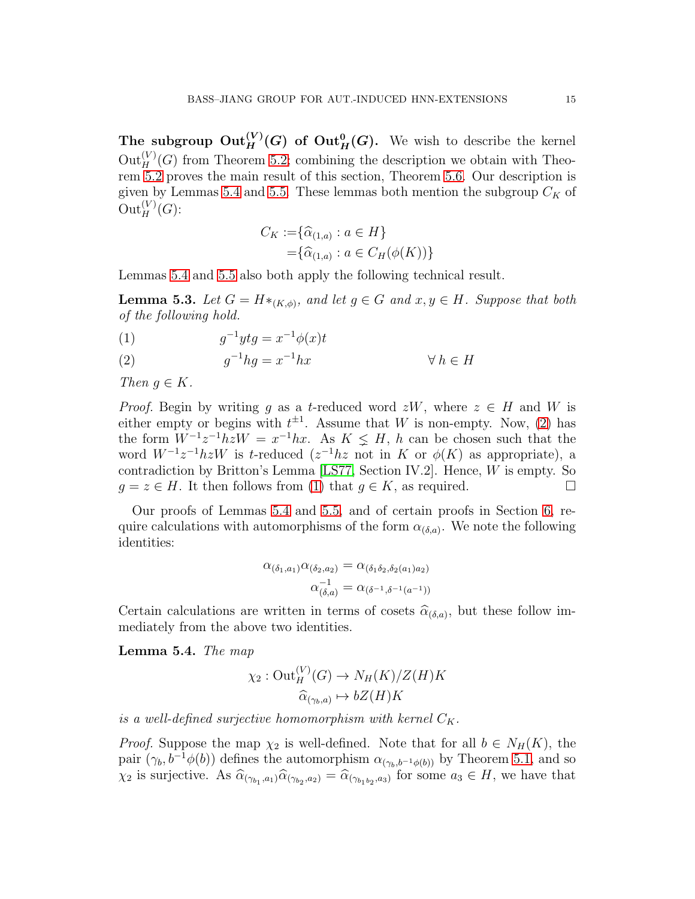**The subgroup $\mathrm{Out}_H^{(V)}(G)$ of $\mathrm{Out}_H^0(G)$.** We wish to describe the kernel $\mathrm{Out}_H^{(V)}(G)$ from Theorem 5.2; combining the description we obtain with Theorem 5.2 proves the main result of this section, Theorem 5.6. Our description is given by Lemmas 5.4 and 5.5. These lemmas both mention the subgroup $C_K$ of $\mathrm{Out}_H^{(V)}(G)$:

$$\begin{aligned} C_K :=& \{\widehat{\alpha}_{(1,a)} : a \in H\} \\ =& \{\widehat{\alpha}_{(1,a)} : a \in C_H(\phi(K))\} \end{aligned}$$

Lemmas 5.4 and 5.5 also both apply the following technical result.

**Lemma 5.3.** *Let $G = H*_{(K,\phi)}$, and let $g \in G$ and $x, y \in H$. Suppose that both of the following hold.*

$$g^{-1}ytg = x^{-1}\phi(x)t \tag{1}$$

$$g^{-1}hg = x^{-1}hx \qquad\qquad \forall\, h \in H \tag{2}$$

*Then $g \in K$.*

*Proof.* Begin by writing $g$ as a $t$-reduced word $zW$, where $z \in H$ and $W$ is either empty or begins with $t^{\pm 1}$. Assume that $W$ is non-empty. Now, (2) has the form $W^{-1}z^{-1}hzW = x^{-1}hx$. As $K \lneq H$, $h$ can be chosen such that the word $W^{-1}z^{-1}hzW$ is $t$-reduced ($z^{-1}hz$ not in $K$ or $\phi(K)$ as appropriate), a contradiction by Britton's Lemma [LS77, Section IV.2]. Hence, $W$ is empty. So $g = z \in H$. It then follows from (1) that $g \in K$, as required. □

Our proofs of Lemmas 5.4 and 5.5, and of certain proofs in Section 6, require calculations with automorphisms of the form $\alpha_{(\delta,a)}$. We note the following identities:

$$\begin{aligned} \alpha_{(\delta_1,a_1)}\alpha_{(\delta_2,a_2)} &= \alpha_{(\delta_1\delta_2,\delta_2(a_1)a_2)} \\ \alpha_{(\delta,a)}^{-1} &= \alpha_{(\delta^{-1},\delta^{-1}(a^{-1}))} \end{aligned}$$

Certain calculations are written in terms of cosets $\widehat{\alpha}_{(\delta,a)}$, but these follow immediately from the above two identities.

**Lemma 5.4.** *The map*

$$\begin{aligned} \chi_2 : \mathrm{Out}_H^{(V)}(G) &\to N_H(K)/Z(H)K \\ \widehat{\alpha}_{(\gamma_b,a)} &\mapsto bZ(H)K \end{aligned}$$

*is a well-defined surjective homomorphism with kernel $C_K$.*

*Proof.* Suppose the map $\chi_2$ is well-defined. Note that for all $b \in N_H(K)$, the pair $(\gamma_b, b^{-1}\phi(b))$ defines the automorphism $\alpha_{(\gamma_b,b^{-1}\phi(b))}$ by Theorem 5.1, and so $\chi_2$ is surjective. As $\widehat{\alpha}_{(\gamma_{b_1},a_1)}\widehat{\alpha}_{(\gamma_{b_2},a_2)} = \widehat{\alpha}_{(\gamma_{b_1b_2},a_3)}$ for some $a_3 \in H$, we have that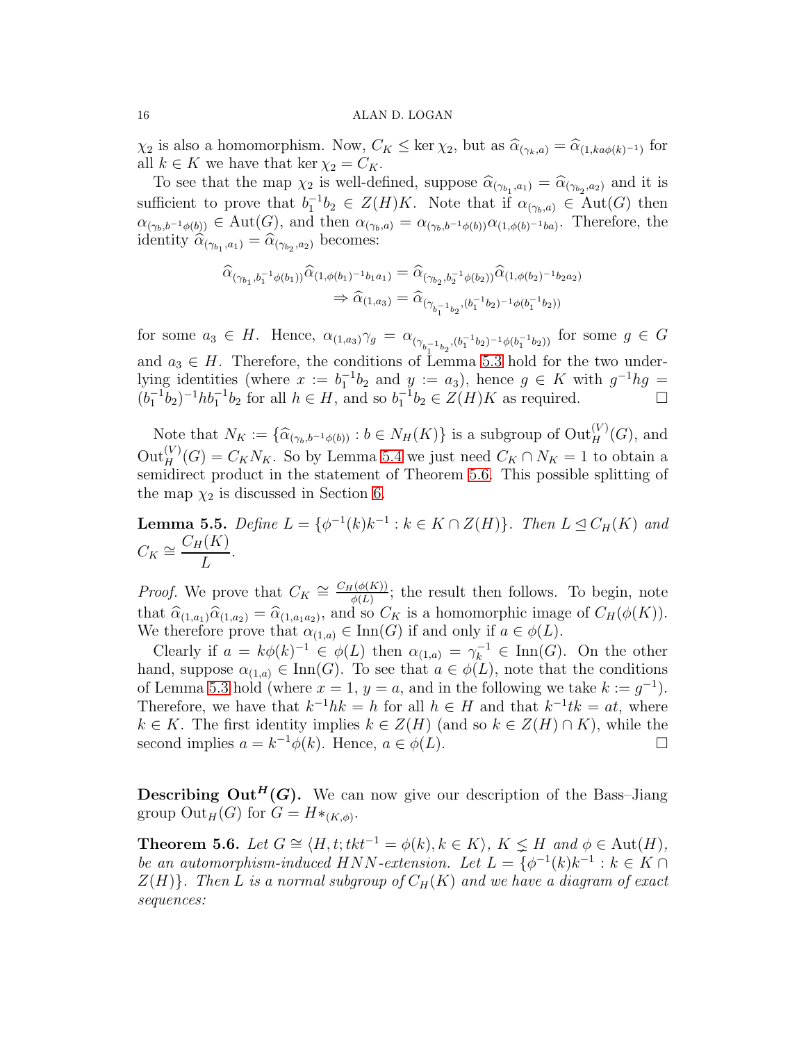$\chi_2$ is also a homomorphism. Now, $C_K \leq \ker \chi_2$, but as $\widehat{\alpha}_{(\gamma_k, a)} = \widehat{\alpha}_{(1, ka\phi(k)^{-1})}$ for all $k \in K$ we have that $\ker \chi_2 = C_K$.

To see that the map $\chi_2$ is well-defined, suppose $\widehat{\alpha}_{(\gamma_{b_1}, a_1)} = \widehat{\alpha}_{(\gamma_{b_2}, a_2)}$ and it is sufficient to prove that $b_1^{-1}b_2 \in Z(H)K$. Note that if $\alpha_{(\gamma_b, a)} \in \mathrm{Aut}(G)$ then $\alpha_{(\gamma_b, b^{-1}\phi(b))} \in \mathrm{Aut}(G)$, and then $\alpha_{(\gamma_b, a)} = \alpha_{(\gamma_b, b^{-1}\phi(b))}\alpha_{(1, \phi(b)^{-1}ba)}$. Therefore, the identity $\widehat{\alpha}_{(\gamma_{b_1}, a_1)} = \widehat{\alpha}_{(\gamma_{b_2}, a_2)}$ becomes:

$$\widehat{\alpha}_{(\gamma_{b_1}, b_1^{-1}\phi(b_1))}\widehat{\alpha}_{(1, \phi(b_1)^{-1}b_1a_1)} = \widehat{\alpha}_{(\gamma_{b_2}, b_2^{-1}\phi(b_2))}\widehat{\alpha}_{(1, \phi(b_2)^{-1}b_2a_2)}$$
$$\Rightarrow \widehat{\alpha}_{(1, a_3)} = \widehat{\alpha}_{(\gamma_{b_1^{-1}b_2}, (b_1^{-1}b_2)^{-1}\phi(b_1^{-1}b_2))}$$

for some $a_3 \in H$. Hence, $\alpha_{(1, a_3)}\gamma_g = \alpha_{(\gamma_{b_1^{-1}b_2}, (b_1^{-1}b_2)^{-1}\phi(b_1^{-1}b_2))}$ for some $g \in G$ and $a_3 \in H$. Therefore, the conditions of Lemma 5.3 hold for the two underlying identities (where $x := b_1^{-1}b_2$ and $y := a_3$), hence $g \in K$ with $g^{-1}hg = (b_1^{-1}b_2)^{-1}hb_1^{-1}b_2$ for all $h \in H$, and so $b_1^{-1}b_2 \in Z(H)K$ as required. $\square$

Note that $N_K := \{\widehat{\alpha}_{(\gamma_b, b^{-1}\phi(b))} : b \in N_H(K)\}$ is a subgroup of $\mathrm{Out}_H^{(V)}(G)$, and $\mathrm{Out}_H^{(V)}(G) = C_K N_K$. So by Lemma 5.4 we just need $C_K \cap N_K = 1$ to obtain a semidirect product in the statement of Theorem 5.6. This possible splitting of the map $\chi_2$ is discussed in Section 6.

**Lemma 5.5.** *Define $L = \{\phi^{-1}(k)k^{-1} : k \in K \cap Z(H)\}$. Then $L \trianglelefteq C_H(K)$ and $C_K \cong \dfrac{C_H(K)}{L}$.*

*Proof.* We prove that $C_K \cong \frac{C_H(\phi(K))}{\phi(L)}$; the result then follows. To begin, note that $\widehat{\alpha}_{(1,a_1)}\widehat{\alpha}_{(1,a_2)} = \widehat{\alpha}_{(1,a_1a_2)}$, and so $C_K$ is a homomorphic image of $C_H(\phi(K))$. We therefore prove that $\alpha_{(1,a)} \in \mathrm{Inn}(G)$ if and only if $a \in \phi(L)$.

Clearly if $a = k\phi(k)^{-1} \in \phi(L)$ then $\alpha_{(1,a)} = \gamma_k^{-1} \in \mathrm{Inn}(G)$. On the other hand, suppose $\alpha_{(1,a)} \in \mathrm{Inn}(G)$. To see that $a \in \phi(L)$, note that the conditions of Lemma 5.3 hold (where $x = 1$, $y = a$, and in the following we take $k := g^{-1}$). Therefore, we have that $k^{-1}hk = h$ for all $h \in H$ and that $k^{-1}tk = at$, where $k \in K$. The first identity implies $k \in Z(H)$ (and so $k \in Z(H) \cap K$), while the second implies $a = k^{-1}\phi(k)$. Hence, $a \in \phi(L)$. $\square$

**Describing $\mathrm{Out}^H(G)$.** We can now give our description of the Bass–Jiang group $\mathrm{Out}_H(G)$ for $G = H*_{(K,\phi)}$.

**Theorem 5.6.** *Let $G \cong \langle H, t; tkt^{-1} = \phi(k), k \in K\rangle$, $K \lneq H$ and $\phi \in \mathrm{Aut}(H)$, be an automorphism-induced HNN-extension. Let $L = \{\phi^{-1}(k)k^{-1} : k \in K \cap Z(H)\}$. Then $L$ is a normal subgroup of $C_H(K)$ and we have a diagram of exact sequences:*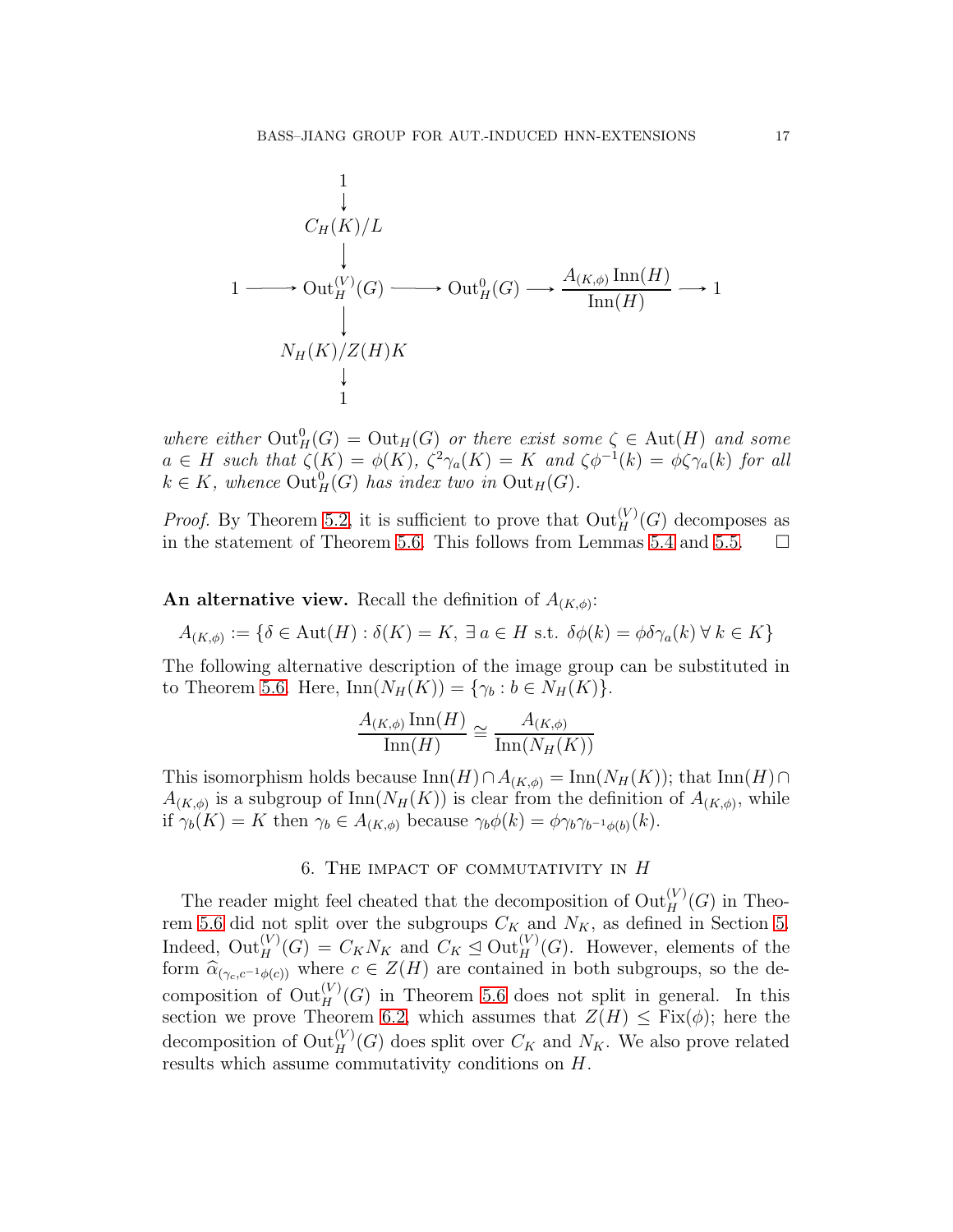$$
\begin{array}{ccccccccc}
 & & 1 & & & & & & \\
 & & \downarrow & & & & & & \\
 & & C_H(K)/L & & & & & & \\
 & & \downarrow & & & & & & \\
1 & \longrightarrow & \mathrm{Out}_H^{(V)}(G) & \longrightarrow & \mathrm{Out}_H^0(G) & \longrightarrow & \dfrac{A_{(K,\phi)}\,\mathrm{Inn}(H)}{\mathrm{Inn}(H)} & \longrightarrow & 1 \\
 & & \downarrow & & & & & & \\
 & & N_H(K)/Z(H)K & & & & & & \\
 & & \downarrow & & & & & & \\
 & & 1 & & & & & &
\end{array}
$$

*where either* $\mathrm{Out}_H^0(G) = \mathrm{Out}_H(G)$ *or there exist some* $\zeta \in \mathrm{Aut}(H)$ *and some* $a \in H$ *such that* $\zeta(K) = \phi(K)$, $\zeta^2\gamma_a(K) = K$ *and* $\zeta\phi^{-1}(k) = \phi\zeta\gamma_a(k)$ *for all* $k \in K$*, whence* $\mathrm{Out}_H^0(G)$ *has index two in* $\mathrm{Out}_H(G)$*.*

*Proof.* By Theorem 5.2, it is sufficient to prove that $\mathrm{Out}_H^{(V)}(G)$ decomposes as in the statement of Theorem 5.6. This follows from Lemmas 5.4 and 5.5. $\square$

**An alternative view.** Recall the definition of $A_{(K,\phi)}$:

$$A_{(K,\phi)} := \{\delta \in \mathrm{Aut}(H) : \delta(K) = K,\ \exists\, a \in H \text{ s.t. } \delta\phi(k) = \phi\delta\gamma_a(k)\ \forall\, k \in K\}$$

The following alternative description of the image group can be substituted in to Theorem 5.6. Here, $\mathrm{Inn}(N_H(K)) = \{\gamma_b : b \in N_H(K)\}$.

$$\frac{A_{(K,\phi)}\,\mathrm{Inn}(H)}{\mathrm{Inn}(H)} \cong \frac{A_{(K,\phi)}}{\mathrm{Inn}(N_H(K))}$$

This isomorphism holds because $\mathrm{Inn}(H) \cap A_{(K,\phi)} = \mathrm{Inn}(N_H(K))$; that $\mathrm{Inn}(H) \cap A_{(K,\phi)}$ is a subgroup of $\mathrm{Inn}(N_H(K))$ is clear from the definition of $A_{(K,\phi)}$, while if $\gamma_b(K) = K$ then $\gamma_b \in A_{(K,\phi)}$ because $\gamma_b\phi(k) = \phi\gamma_b\gamma_{b^{-1}\phi(b)}(k)$.

## 6. The impact of commutativity in $H$

The reader might feel cheated that the decomposition of $\mathrm{Out}_H^{(V)}(G)$ in Theorem 5.6 did not split over the subgroups $C_K$ and $N_K$, as defined in Section 5. Indeed, $\mathrm{Out}_H^{(V)}(G) = C_K N_K$ and $C_K \trianglelefteq \mathrm{Out}_H^{(V)}(G)$. However, elements of the form $\widehat{\alpha}_{(\gamma_c, c^{-1}\phi(c))}$ where $c \in Z(H)$ are contained in both subgroups, so the decomposition of $\mathrm{Out}_H^{(V)}(G)$ in Theorem 5.6 does not split in general. In this section we prove Theorem 6.2, which assumes that $Z(H) \leq \mathrm{Fix}(\phi)$; here the decomposition of $\mathrm{Out}_H^{(V)}(G)$ does split over $C_K$ and $N_K$. We also prove related results which assume commutativity conditions on $H$.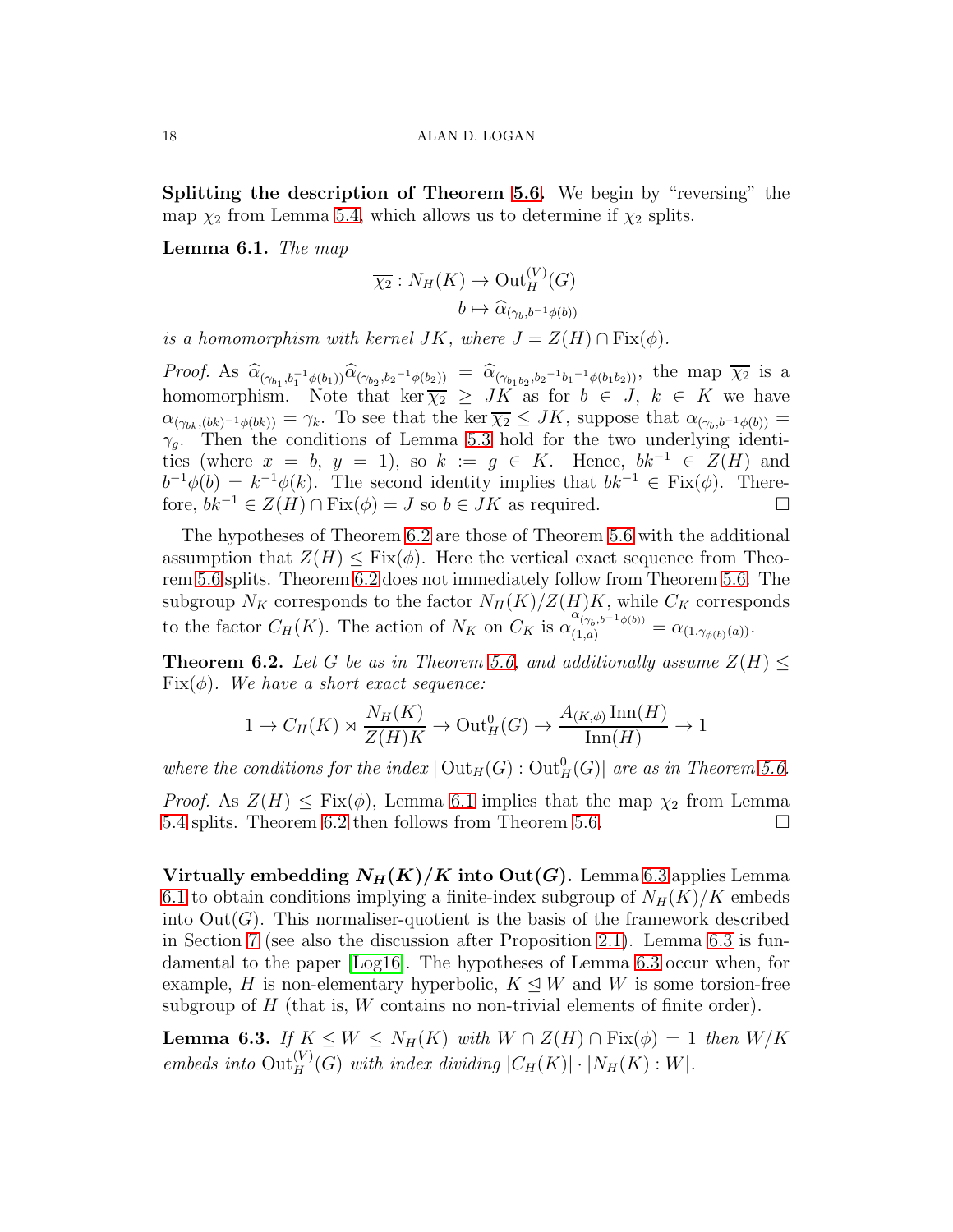**Splitting the description of Theorem 5.6.** We begin by "reversing" the map $\chi_2$ from Lemma 5.4, which allows us to determine if $\chi_2$ splits.

**Lemma 6.1.** *The map*

$$\overline{\chi_2} : N_H(K) \to \operatorname{Out}_H^{(V)}(G)$$
$$b \mapsto \widehat{\alpha}_{(\gamma_b, b^{-1}\phi(b))}$$

*is a homomorphism with kernel $JK$, where $J = Z(H) \cap \operatorname{Fix}(\phi)$.*

*Proof.* As $\widehat{\alpha}_{(\gamma_{b_1}, b_1^{-1}\phi(b_1))}\widehat{\alpha}_{(\gamma_{b_2}, b_2^{-1}\phi(b_2))} = \widehat{\alpha}_{(\gamma_{b_1 b_2}, b_2^{-1}b_1^{-1}\phi(b_1 b_2))}$, the map $\overline{\chi_2}$ is a homomorphism. Note that $\ker \overline{\chi_2} \geq JK$ as for $b \in J$, $k \in K$ we have $\alpha_{(\gamma_{bk}, (bk)^{-1}\phi(bk))} = \gamma_k$. To see that the $\ker \overline{\chi_2} \leq JK$, suppose that $\alpha_{(\gamma_b, b^{-1}\phi(b))} = \gamma_g$. Then the conditions of Lemma 5.3 hold for the two underlying identities (where $x = b$, $y = 1$), so $k := g \in K$. Hence, $bk^{-1} \in Z(H)$ and $b^{-1}\phi(b) = k^{-1}\phi(k)$. The second identity implies that $bk^{-1} \in \operatorname{Fix}(\phi)$. Therefore, $bk^{-1} \in Z(H) \cap \operatorname{Fix}(\phi) = J$ so $b \in JK$ as required. $\square$

The hypotheses of Theorem 6.2 are those of Theorem 5.6 with the additional assumption that $Z(H) \leq \operatorname{Fix}(\phi)$. Here the vertical exact sequence from Theorem 5.6 splits. Theorem 6.2 does not immediately follow from Theorem 5.6. The subgroup $N_K$ corresponds to the factor $N_H(K)/Z(H)K$, while $C_K$ corresponds to the factor $C_H(K)$. The action of $N_K$ on $C_K$ is $\alpha_{(1,a)}^{\alpha_{(\gamma_b, b^{-1}\phi(b))}} = \alpha_{(1, \gamma_{\phi(b)}(a))}$.

**Theorem 6.2.** *Let $G$ be as in Theorem 5.6, and additionally assume $Z(H) \leq \operatorname{Fix}(\phi)$. We have a short exact sequence:*

$$1 \to C_H(K) \rtimes \frac{N_H(K)}{Z(H)K} \to \operatorname{Out}_H^0(G) \to \frac{A_{(K,\phi)} \operatorname{Inn}(H)}{\operatorname{Inn}(H)} \to 1$$

*where the conditions for the index $|\operatorname{Out}_H(G) : \operatorname{Out}_H^0(G)|$ are as in Theorem 5.6.*

*Proof.* As $Z(H) \leq \operatorname{Fix}(\phi)$, Lemma 6.1 implies that the map $\chi_2$ from Lemma 5.4 splits. Theorem 6.2 then follows from Theorem 5.6. $\square$

**Virtually embedding $N_H(K)/K$ into $\operatorname{Out}(G)$.** Lemma 6.3 applies Lemma 6.1 to obtain conditions implying a finite-index subgroup of $N_H(K)/K$ embeds into $\operatorname{Out}(G)$. This normaliser-quotient is the basis of the framework described in Section 7 (see also the discussion after Proposition 2.1). Lemma 6.3 is fundamental to the paper [Log16]. The hypotheses of Lemma 6.3 occur when, for example, $H$ is non-elementary hyperbolic, $K \trianglelefteq W$ and $W$ is some torsion-free subgroup of $H$ (that is, $W$ contains no non-trivial elements of finite order).

**Lemma 6.3.** *If $K \trianglelefteq W \leq N_H(K)$ with $W \cap Z(H) \cap \operatorname{Fix}(\phi) = 1$ then $W/K$ embeds into $\operatorname{Out}_H^{(V)}(G)$ with index dividing $|C_H(K)| \cdot |N_H(K) : W|$.*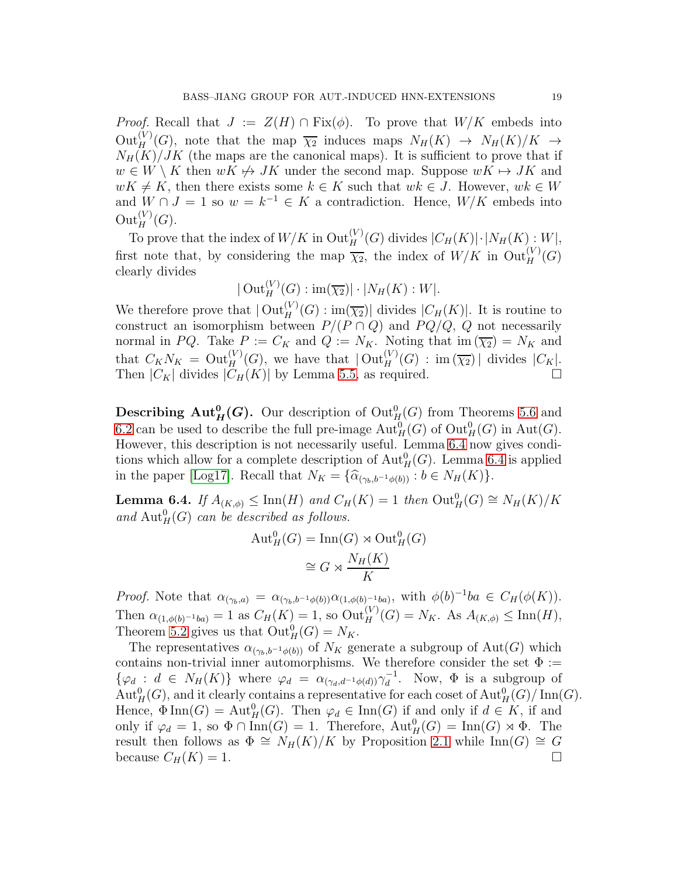*Proof.* Recall that $J := Z(H) \cap \mathrm{Fix}(\phi)$. To prove that $W/K$ embeds into $\mathrm{Out}_H^{(V)}(G)$, note that the map $\overline{\chi_2}$ induces maps $N_H(K) \to N_H(K)/K \to N_H(K)/JK$ (the maps are the canonical maps). It is sufficient to prove that if $w \in W \setminus K$ then $wK \not\mapsto JK$ under the second map. Suppose $wK \mapsto JK$ and $wK \neq K$, then there exists some $k \in K$ such that $wk \in J$. However, $wk \in W$ and $W \cap J = 1$ so $w = k^{-1} \in K$ a contradiction. Hence, $W/K$ embeds into $\mathrm{Out}_H^{(V)}(G)$.

To prove that the index of $W/K$ in $\mathrm{Out}_H^{(V)}(G)$ divides $|C_H(K)| \cdot |N_H(K) : W|$, first note that, by considering the map $\overline{\chi_2}$, the index of $W/K$ in $\mathrm{Out}_H^{(V)}(G)$ clearly divides

$$|\mathrm{Out}_H^{(V)}(G) : \mathrm{im}(\overline{\chi_2})| \cdot |N_H(K) : W|.$$

We therefore prove that $|\mathrm{Out}_H^{(V)}(G) : \mathrm{im}(\overline{\chi_2})|$ divides $|C_H(K)|$. It is routine to construct an isomorphism between $P/(P \cap Q)$ and $PQ/Q$, $Q$ not necessarily normal in $PQ$. Take $P := C_K$ and $Q := N_K$. Noting that $\mathrm{im}(\overline{\chi_2}) = N_K$ and that $C_K N_K = \mathrm{Out}_H^{(V)}(G)$, we have that $|\mathrm{Out}_H^{(V)}(G) : \mathrm{im}(\overline{\chi_2})|$ divides $|C_K|$. Then $|C_K|$ divides $|C_H(K)|$ by Lemma 5.5, as required. $\square$

**Describing $\mathrm{Aut}_H^0(G)$.** Our description of $\mathrm{Out}_H^0(G)$ from Theorems 5.6 and 6.2 can be used to describe the full pre-image $\mathrm{Aut}_H^0(G)$ of $\mathrm{Out}_H^0(G)$ in $\mathrm{Aut}(G)$. However, this description is not necessarily useful. Lemma 6.4 now gives conditions which allow for a complete description of $\mathrm{Aut}_H^0(G)$. Lemma 6.4 is applied in the paper [Log17]. Recall that $N_K = \{\widehat{\alpha}_{(\gamma_b, b^{-1}\phi(b))} : b \in N_H(K)\}$.

**Lemma 6.4.** *If $A_{(K,\phi)} \leq \mathrm{Inn}(H)$ and $C_H(K) = 1$ then $\mathrm{Out}_H^0(G) \cong N_H(K)/K$ and $\mathrm{Aut}_H^0(G)$ can be described as follows.*

$$\begin{aligned}\mathrm{Aut}_H^0(G) &= \mathrm{Inn}(G) \rtimes \mathrm{Out}_H^0(G) \\ &\cong G \rtimes \frac{N_H(K)}{K}\end{aligned}$$

*Proof.* Note that $\alpha_{(\gamma_b, a)} = \alpha_{(\gamma_b, b^{-1}\phi(b))}\alpha_{(1, \phi(b)^{-1}ba)}$, with $\phi(b)^{-1}ba \in C_H(\phi(K))$. Then $\alpha_{(1,\phi(b)^{-1}ba)} = 1$ as $C_H(K) = 1$, so $\mathrm{Out}_H^{(V)}(G) = N_K$. As $A_{(K,\phi)} \leq \mathrm{Inn}(H)$, Theorem 5.2 gives us that $\mathrm{Out}_H^0(G) = N_K$.

The representatives $\alpha_{(\gamma_b, b^{-1}\phi(b))}$ of $N_K$ generate a subgroup of $\mathrm{Aut}(G)$ which contains non-trivial inner automorphisms. We therefore consider the set $\Phi := \{\varphi_d : d \in N_H(K)\}$ where $\varphi_d = \alpha_{(\gamma_d, d^{-1}\phi(d))}\gamma_d^{-1}$. Now, $\Phi$ is a subgroup of $\mathrm{Aut}_H^0(G)$, and it clearly contains a representative for each coset of $\mathrm{Aut}_H^0(G)/\mathrm{Inn}(G)$. Hence, $\Phi\,\mathrm{Inn}(G) = \mathrm{Aut}_H^0(G)$. Then $\varphi_d \in \mathrm{Inn}(G)$ if and only if $d \in K$, if and only if $\varphi_d = 1$, so $\Phi \cap \mathrm{Inn}(G) = 1$. Therefore, $\mathrm{Aut}_H^0(G) = \mathrm{Inn}(G) \rtimes \Phi$. The result then follows as $\Phi \cong N_H(K)/K$ by Proposition 2.1 while $\mathrm{Inn}(G) \cong G$ because $C_H(K) = 1$. $\square$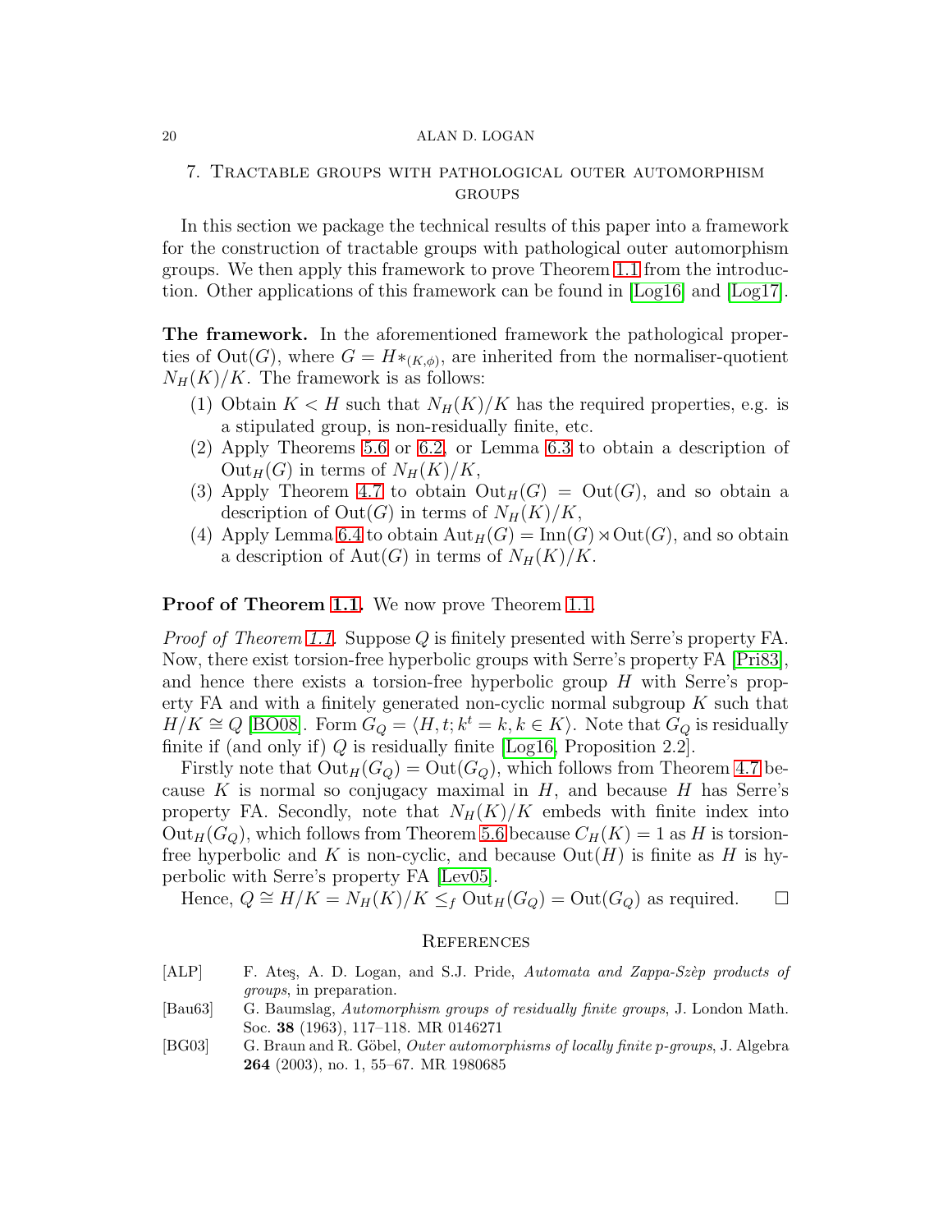## 7. Tractable groups with pathological outer automorphism groups

In this section we package the technical results of this paper into a framework for the construction of tractable groups with pathological outer automorphism groups. We then apply this framework to prove Theorem 1.1 from the introduction. Other applications of this framework can be found in [Log16] and [Log17].

**The framework.** In the aforementioned framework the pathological properties of $\mathrm{Out}(G)$, where $G = H*_{(K,\phi)}$, are inherited from the normaliser-quotient $N_H(K)/K$. The framework is as follows:

1. Obtain $K < H$ such that $N_H(K)/K$ has the required properties, e.g. is a stipulated group, is non-residually finite, etc.
2. Apply Theorems 5.6 or 6.2, or Lemma 6.3 to obtain a description of $\mathrm{Out}_H(G)$ in terms of $N_H(K)/K$,
3. Apply Theorem 4.7 to obtain $\mathrm{Out}_H(G) = \mathrm{Out}(G)$, and so obtain a description of $\mathrm{Out}(G)$ in terms of $N_H(K)/K$,
4. Apply Lemma 6.4 to obtain $\mathrm{Aut}_H(G) = \mathrm{Inn}(G) \rtimes \mathrm{Out}(G)$, and so obtain a description of $\mathrm{Aut}(G)$ in terms of $N_H(K)/K$.

**Proof of Theorem 1.1.** We now prove Theorem 1.1.

*Proof of Theorem 1.1.* Suppose $Q$ is finitely presented with Serre's property FA. Now, there exist torsion-free hyperbolic groups with Serre's property FA [Pri83], and hence there exists a torsion-free hyperbolic group $H$ with Serre's property FA and with a finitely generated non-cyclic normal subgroup $K$ such that $H/K \cong Q$ [BO08]. Form $G_Q = \langle H, t; k^t = k, k \in K\rangle$. Note that $G_Q$ is residually finite if (and only if) $Q$ is residually finite [Log16, Proposition 2.2].

Firstly note that $\mathrm{Out}_H(G_Q) = \mathrm{Out}(G_Q)$, which follows from Theorem 4.7 because $K$ is normal so conjugacy maximal in $H$, and because $H$ has Serre's property FA. Secondly, note that $N_H(K)/K$ embeds with finite index into $\mathrm{Out}_H(G_Q)$, which follows from Theorem 5.6 because $C_H(K) = 1$ as $H$ is torsion-free hyperbolic and $K$ is non-cyclic, and because $\mathrm{Out}(H)$ is finite as $H$ is hyperbolic with Serre's property FA [Lev05].

Hence, $Q \cong H/K = N_H(K)/K \leq_f \mathrm{Out}_H(G_Q) = \mathrm{Out}(G_Q)$ as required. □

## References

[ALP] F. Ateş, A. D. Logan, and S.J. Pride, *Automata and Zappa-Szèp products of groups*, in preparation.

[Bau63] G. Baumslag, *Automorphism groups of residually finite groups*, J. London Math. Soc. **38** (1963), 117–118. MR 0146271

[BG03] G. Braun and R. Göbel, *Outer automorphisms of locally finite p-groups*, J. Algebra **264** (2003), no. 1, 55–67. MR 1980685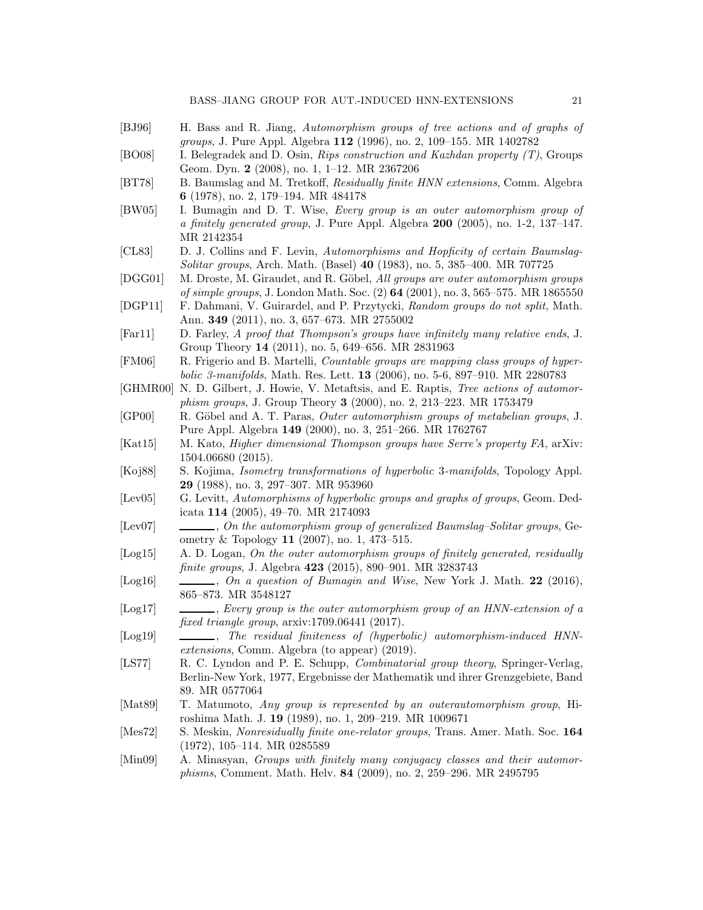[BJ96] H. Bass and R. Jiang, *Automorphism groups of tree actions and of graphs of groups*, J. Pure Appl. Algebra **112** (1996), no. 2, 109–155. MR 1402782

[BO08] I. Belegradek and D. Osin, *Rips construction and Kazhdan property (T)*, Groups Geom. Dyn. **2** (2008), no. 1, 1–12. MR 2367206

[BT78] B. Baumslag and M. Tretkoff, *Residually finite HNN extensions*, Comm. Algebra **6** (1978), no. 2, 179–194. MR 484178

[BW05] I. Bumagin and D. T. Wise, *Every group is an outer automorphism group of a finitely generated group*, J. Pure Appl. Algebra **200** (2005), no. 1-2, 137–147. MR 2142354

[CL83] D. J. Collins and F. Levin, *Automorphisms and Hopficity of certain Baumslag-Solitar groups*, Arch. Math. (Basel) **40** (1983), no. 5, 385–400. MR 707725

[DGG01] M. Droste, M. Giraudet, and R. Göbel, *All groups are outer automorphism groups of simple groups*, J. London Math. Soc. (2) **64** (2001), no. 3, 565–575. MR 1865550

[DGP11] F. Dahmani, V. Guirardel, and P. Przytycki, *Random groups do not split*, Math. Ann. **349** (2011), no. 3, 657–673. MR 2755002

[Far11] D. Farley, *A proof that Thompson's groups have infinitely many relative ends*, J. Group Theory **14** (2011), no. 5, 649–656. MR 2831963

[FM06] R. Frigerio and B. Martelli, *Countable groups are mapping class groups of hyperbolic 3-manifolds*, Math. Res. Lett. **13** (2006), no. 5-6, 897–910. MR 2280783

[GHMR00] N. D. Gilbert, J. Howie, V. Metaftsis, and E. Raptis, *Tree actions of automorphism groups*, J. Group Theory **3** (2000), no. 2, 213–223. MR 1753479

[GP00] R. Göbel and A. T. Paras, *Outer automorphism groups of metabelian groups*, J. Pure Appl. Algebra **149** (2000), no. 3, 251–266. MR 1762767

[Kat15] M. Kato, *Higher dimensional Thompson groups have Serre's property FA*, arXiv: 1504.06680 (2015).

[Koj88] S. Kojima, *Isometry transformations of hyperbolic 3-manifolds*, Topology Appl. **29** (1988), no. 3, 297–307. MR 953960

[Lev05] G. Levitt, *Automorphisms of hyperbolic groups and graphs of groups*, Geom. Dedicata **114** (2005), 49–70. MR 2174093

[Lev07] ______, *On the automorphism group of generalized Baumslag–Solitar groups*, Geometry & Topology **11** (2007), no. 1, 473–515.

[Log15] A. D. Logan, *On the outer automorphism groups of finitely generated, residually finite groups*, J. Algebra **423** (2015), 890–901. MR 3283743

[Log16] ______, *On a question of Bumagin and Wise*, New York J. Math. **22** (2016), 865–873. MR 3548127

[Log17] ______, *Every group is the outer automorphism group of an HNN-extension of a fixed triangle group*, arxiv:1709.06441 (2017).

[Log19] ______, *The residual finiteness of (hyperbolic) automorphism-induced HNN-extensions*, Comm. Algebra (to appear) (2019).

[LS77] R. C. Lyndon and P. E. Schupp, *Combinatorial group theory*, Springer-Verlag, Berlin-New York, 1977, Ergebnisse der Mathematik und ihrer Grenzgebiete, Band 89. MR 0577064

[Mat89] T. Matumoto, *Any group is represented by an outerautomorphism group*, Hiroshima Math. J. **19** (1989), no. 1, 209–219. MR 1009671

[Mes72] S. Meskin, *Nonresidually finite one-relator groups*, Trans. Amer. Math. Soc. **164** (1972), 105–114. MR 0285589

[Min09] A. Minasyan, *Groups with finitely many conjugacy classes and their automorphisms*, Comment. Math. Helv. **84** (2009), no. 2, 259–296. MR 2495795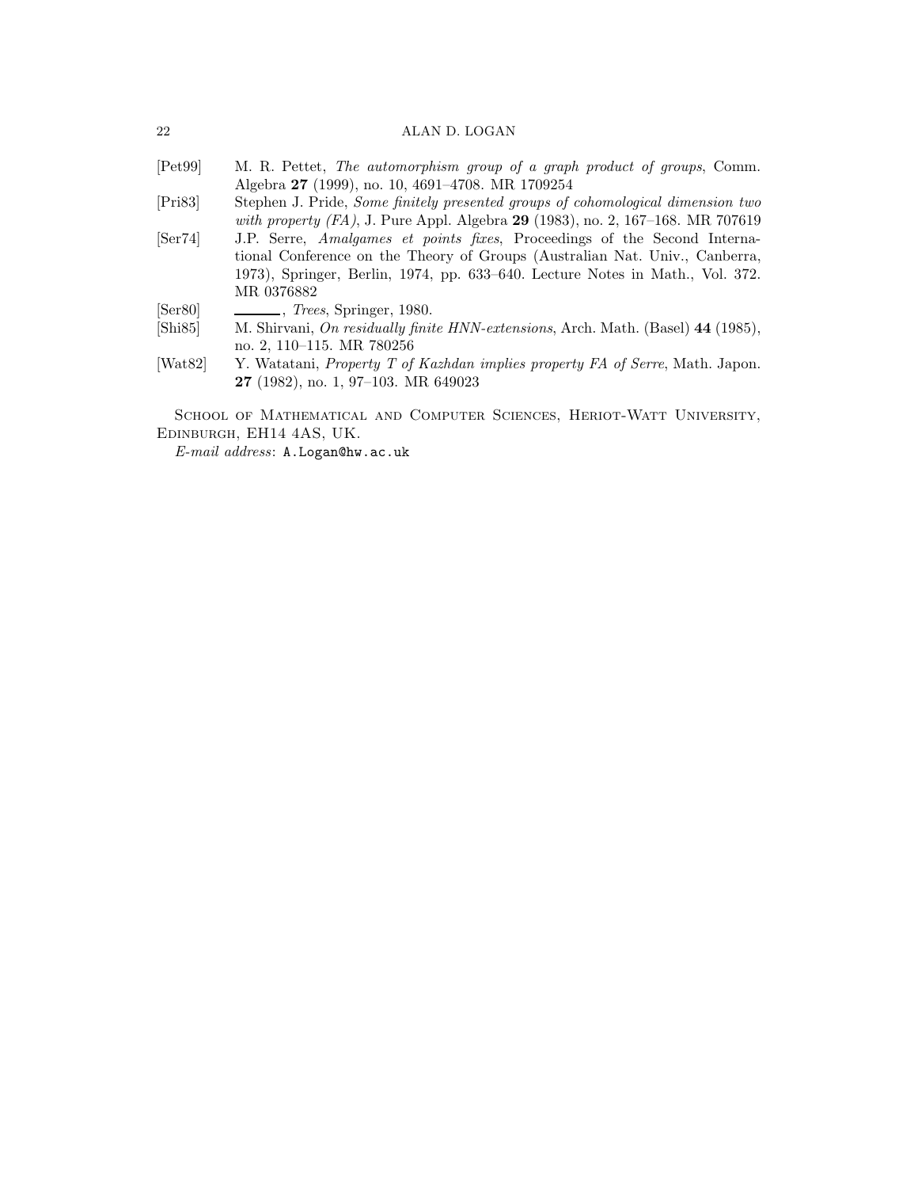[Pet99] M. R. Pettet, *The automorphism group of a graph product of groups*, Comm. Algebra **27** (1999), no. 10, 4691–4708. MR 1709254

[Pri83] Stephen J. Pride, *Some finitely presented groups of cohomological dimension two with property (FA)*, J. Pure Appl. Algebra **29** (1983), no. 2, 167–168. MR 707619

[Ser74] J.P. Serre, *Amalgames et points fixes*, Proceedings of the Second International Conference on the Theory of Groups (Australian Nat. Univ., Canberra, 1973), Springer, Berlin, 1974, pp. 633–640. Lecture Notes in Math., Vol. 372. MR 0376882

[Ser80] ______, *Trees*, Springer, 1980.

[Shi85] M. Shirvani, *On residually finite HNN-extensions*, Arch. Math. (Basel) **44** (1985), no. 2, 110–115. MR 780256

[Wat82] Y. Watatani, *Property T of Kazhdan implies property FA of Serre*, Math. Japon. **27** (1982), no. 1, 97–103. MR 649023

School of Mathematical and Computer Sciences, Heriot-Watt University, Edinburgh, EH14 4AS, UK.

*E-mail address*: `A.Logan@hw.ac.uk`